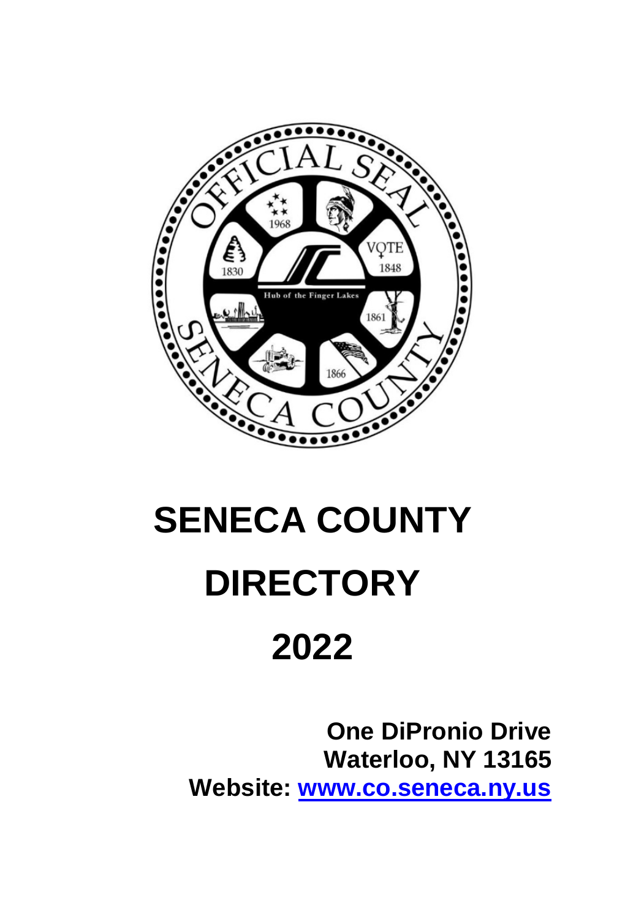# SENECA COUNTY DIRECTORY

# 2022

**One DiPronio Drive**
**Waterloo, NY 13165**
**Website: [www.co.seneca.ny.us](http://www.co.seneca.ny.us)**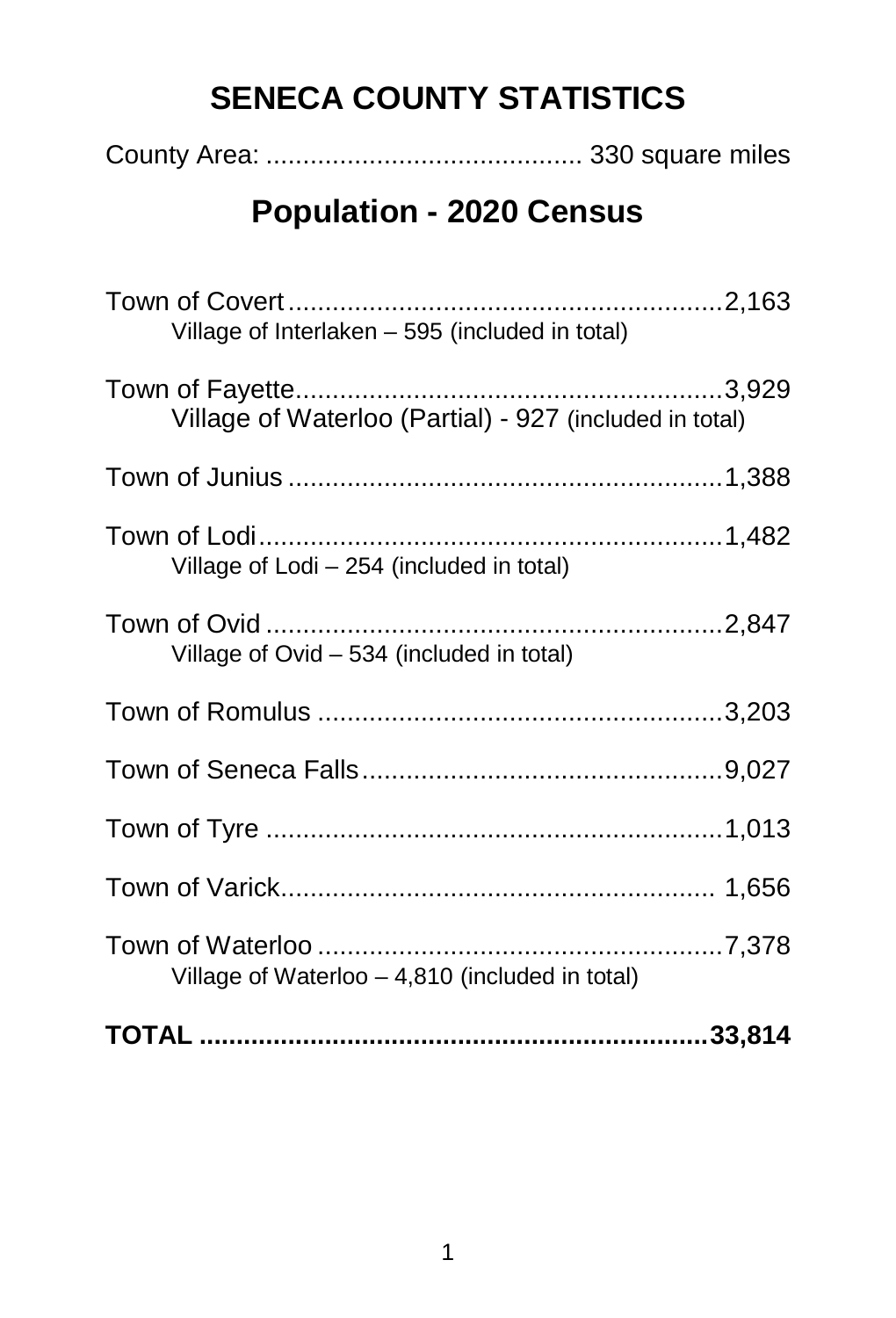# SENECA COUNTY STATISTICS

County Area: ........................................... 330 square miles

## Population - 2020 Census

Town of Covert.........................................................2,163
  Village of Interlaken – 595 (included in total)

Town of Fayette.........................................................3,929
  Village of Waterloo (Partial) - 927 (included in total)

Town of Junius ..........................................................1,388

Town of Lodi..............................................................1,482
  Village of Lodi – 254 (included in total)

Town of Ovid .............................................................2,847
  Village of Ovid – 534 (included in total)

Town of Romulus .......................................................3,203

Town of Seneca Falls.................................................9,027

Town of Tyre .............................................................1,013

Town of Varick.......................................................... 1,656

Town of Waterloo ......................................................7,378
  Village of Waterloo – 4,810 (included in total)

**TOTAL ....................................................................33,814**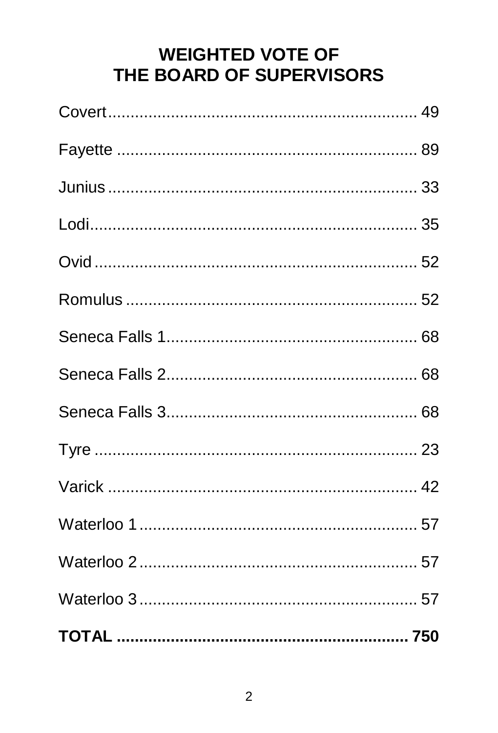# WEIGHTED VOTE OF THE BOARD OF SUPERVISORS

| Town | Weighted Vote |
|---|---|
| Covert | 49 |
| Fayette | 89 |
| Junius | 33 |
| Lodi | 35 |
| Ovid | 52 |
| Romulus | 52 |
| Seneca Falls 1 | 68 |
| Seneca Falls 2 | 68 |
| Seneca Falls 3 | 68 |
| Tyre | 23 |
| Varick | 42 |
| Waterloo 1 | 57 |
| Waterloo 2 | 57 |
| Waterloo 3 | 57 |
| **TOTAL** | **750** |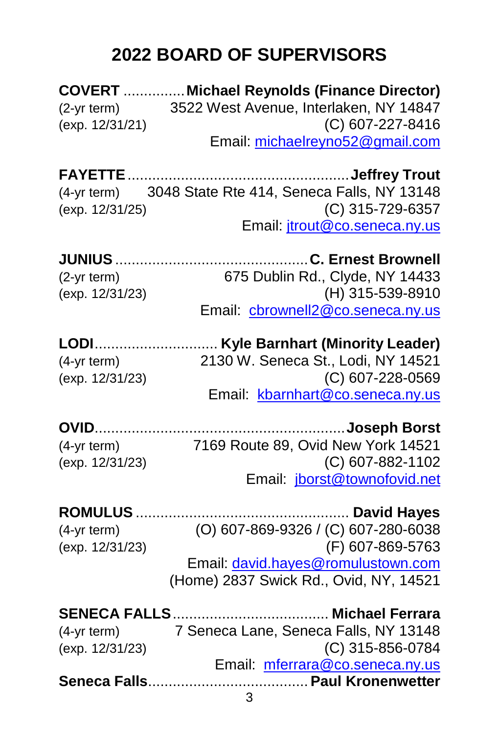# 2022 BOARD OF SUPERVISORS

**COVERT** ............... **Michael Reynolds (Finance Director)**
(2-yr term) 3522 West Avenue, Interlaken, NY 14847
(exp. 12/31/21) (C) 607-227-8416
Email: michaelreyno52@gmail.com

**FAYETTE** ..................................................... **Jeffrey Trout**
(4-yr term) 3048 State Rte 414, Seneca Falls, NY 13148
(exp. 12/31/25) (C) 315-729-6357
Email: jtrout@co.seneca.ny.us

**JUNIUS** .............................................. **C. Ernest Brownell**
(2-yr term) 675 Dublin Rd., Clyde, NY 14433
(exp. 12/31/23) (H) 315-539-8910
Email: cbrownell2@co.seneca.ny.us

**LODI** .............................. **Kyle Barnhart (Minority Leader)**
(4-yr term) 2130 W. Seneca St., Lodi, NY 14521
(exp. 12/31/23) (C) 607-228-0569
Email: kbarnhart@co.seneca.ny.us

**OVID** ............................................................ **Joseph Borst**
(4-yr term) 7169 Route 89, Ovid New York 14521
(exp. 12/31/23) (C) 607-882-1102
Email: jborst@townofovid.net

**ROMULUS** .................................................... **David Hayes**
(4-yr term) (O) 607-869-9326 / (C) 607-280-6038
(exp. 12/31/23) (F) 607-869-5763
Email: david.hayes@romulustown.com
(Home) 2837 Swick Rd., Ovid, NY, 14521

**SENECA FALLS** ...................................... **Michael Ferrara**
(4-yr term) 7 Seneca Lane, Seneca Falls, NY 13148
(exp. 12/31/23) (C) 315-856-0784
Email: mferrara@co.seneca.ny.us

**Seneca Falls** ....................................... **Paul Kronenwetter**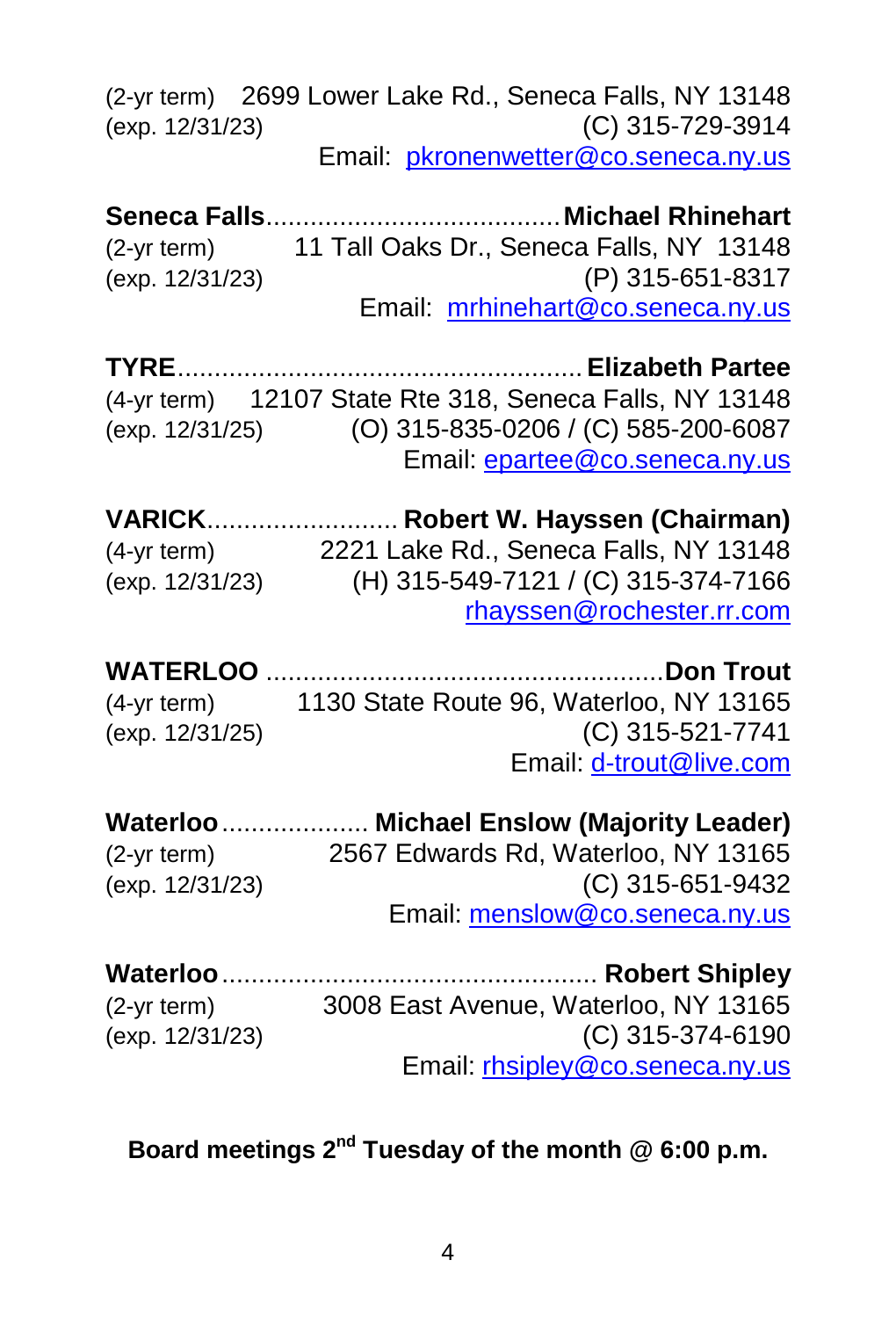(2-yr term) 2699 Lower Lake Rd., Seneca Falls, NY 13148
(exp. 12/31/23) (C) 315-729-3914
Email: pkronenwetter@co.seneca.ny.us

**Seneca Falls**........................................**Michael Rhinehart**
(2-yr term) 11 Tall Oaks Dr., Seneca Falls, NY 13148
(exp. 12/31/23) (P) 315-651-8317
Email: mrhinehart@co.seneca.ny.us

**TYRE**...................................................... **Elizabeth Partee**
(4-yr term) 12107 State Rte 318, Seneca Falls, NY 13148
(exp. 12/31/25) (O) 315-835-0206 / (C) 585-200-6087
Email: epartee@co.seneca.ny.us

**VARICK**......................... **Robert W. Hayssen (Chairman)**
(4-yr term) 2221 Lake Rd., Seneca Falls, NY 13148
(exp. 12/31/23) (H) 315-549-7121 / (C) 315-374-7166
rhayssen@rochester.rr.com

**WATERLOO** .....................................................**Don Trout**
(4-yr term) 1130 State Route 96, Waterloo, NY 13165
(exp. 12/31/25) (C) 315-521-7741
Email: d-trout@live.com

**Waterloo**.................... **Michael Enslow (Majority Leader)**
(2-yr term) 2567 Edwards Rd, Waterloo, NY 13165
(exp. 12/31/23) (C) 315-651-9432
Email: menslow@co.seneca.ny.us

**Waterloo**.................................................. **Robert Shipley**
(2-yr term) 3008 East Avenue, Waterloo, NY 13165
(exp. 12/31/23) (C) 315-374-6190
Email: rhsipley@co.seneca.ny.us

**Board meetings 2nd Tuesday of the month @ 6:00 p.m.**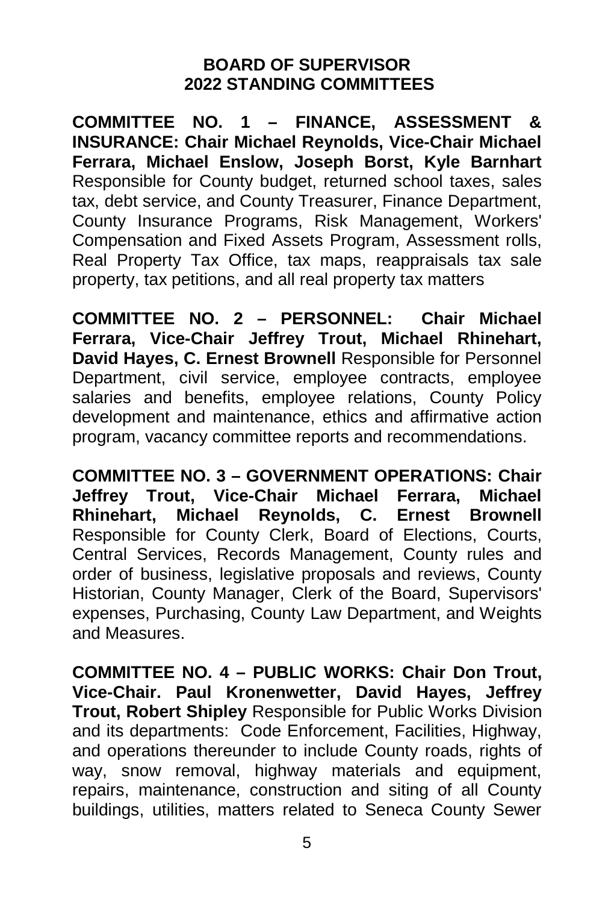**BOARD OF SUPERVISOR**
**2022 STANDING COMMITTEES**

**COMMITTEE NO. 1 – FINANCE, ASSESSMENT & INSURANCE: Chair Michael Reynolds, Vice-Chair Michael Ferrara, Michael Enslow, Joseph Borst, Kyle Barnhart** Responsible for County budget, returned school taxes, sales tax, debt service, and County Treasurer, Finance Department, County Insurance Programs, Risk Management, Workers' Compensation and Fixed Assets Program, Assessment rolls, Real Property Tax Office, tax maps, reappraisals tax sale property, tax petitions, and all real property tax matters

**COMMITTEE NO. 2 – PERSONNEL: Chair Michael Ferrara, Vice-Chair Jeffrey Trout, Michael Rhinehart, David Hayes, C. Ernest Brownell** Responsible for Personnel Department, civil service, employee contracts, employee salaries and benefits, employee relations, County Policy development and maintenance, ethics and affirmative action program, vacancy committee reports and recommendations.

**COMMITTEE NO. 3 – GOVERNMENT OPERATIONS: Chair Jeffrey Trout, Vice-Chair Michael Ferrara, Michael Rhinehart, Michael Reynolds, C. Ernest Brownell** Responsible for County Clerk, Board of Elections, Courts, Central Services, Records Management, County rules and order of business, legislative proposals and reviews, County Historian, County Manager, Clerk of the Board, Supervisors' expenses, Purchasing, County Law Department, and Weights and Measures.

**COMMITTEE NO. 4 – PUBLIC WORKS: Chair Don Trout, Vice-Chair. Paul Kronenwetter, David Hayes, Jeffrey Trout, Robert Shipley** Responsible for Public Works Division and its departments: Code Enforcement, Facilities, Highway, and operations thereunder to include County roads, rights of way, snow removal, highway materials and equipment, repairs, maintenance, construction and siting of all County buildings, utilities, matters related to Seneca County Sewer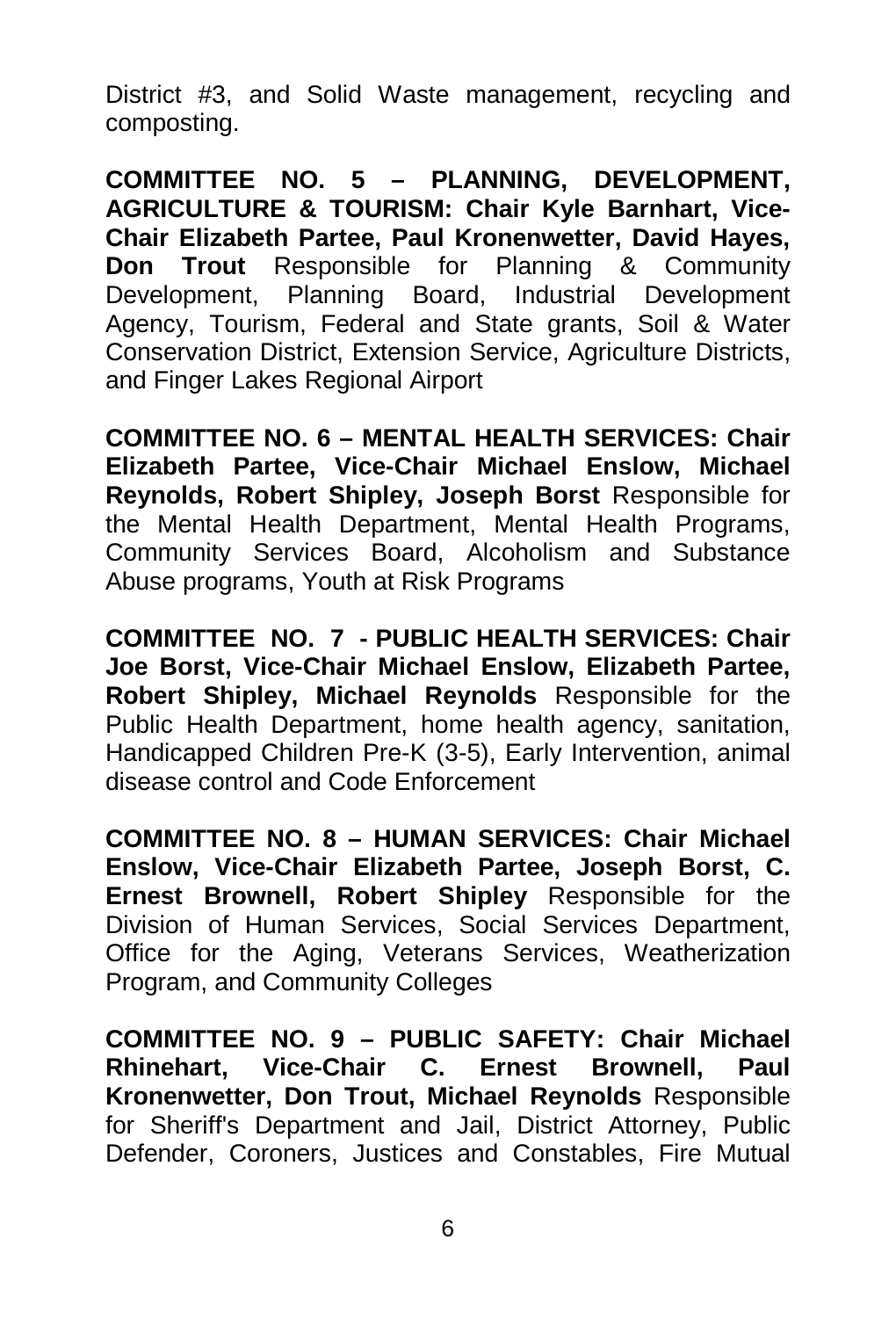District #3, and Solid Waste management, recycling and composting.

**COMMITTEE NO. 5 – PLANNING, DEVELOPMENT, AGRICULTURE & TOURISM: Chair Kyle Barnhart, Vice-Chair Elizabeth Partee, Paul Kronenwetter, David Hayes, Don Trout** Responsible for Planning & Community Development, Planning Board, Industrial Development Agency, Tourism, Federal and State grants, Soil & Water Conservation District, Extension Service, Agriculture Districts, and Finger Lakes Regional Airport

**COMMITTEE NO. 6 – MENTAL HEALTH SERVICES: Chair Elizabeth Partee, Vice-Chair Michael Enslow, Michael Reynolds, Robert Shipley, Joseph Borst** Responsible for the Mental Health Department, Mental Health Programs, Community Services Board, Alcoholism and Substance Abuse programs, Youth at Risk Programs

**COMMITTEE NO. 7 - PUBLIC HEALTH SERVICES: Chair Joe Borst, Vice-Chair Michael Enslow, Elizabeth Partee, Robert Shipley, Michael Reynolds** Responsible for the Public Health Department, home health agency, sanitation, Handicapped Children Pre-K (3-5), Early Intervention, animal disease control and Code Enforcement

**COMMITTEE NO. 8 – HUMAN SERVICES: Chair Michael Enslow, Vice-Chair Elizabeth Partee, Joseph Borst, C. Ernest Brownell, Robert Shipley** Responsible for the Division of Human Services, Social Services Department, Office for the Aging, Veterans Services, Weatherization Program, and Community Colleges

**COMMITTEE NO. 9 – PUBLIC SAFETY: Chair Michael Rhinehart, Vice-Chair C. Ernest Brownell, Paul Kronenwetter, Don Trout, Michael Reynolds** Responsible for Sheriff's Department and Jail, District Attorney, Public Defender, Coroners, Justices and Constables, Fire Mutual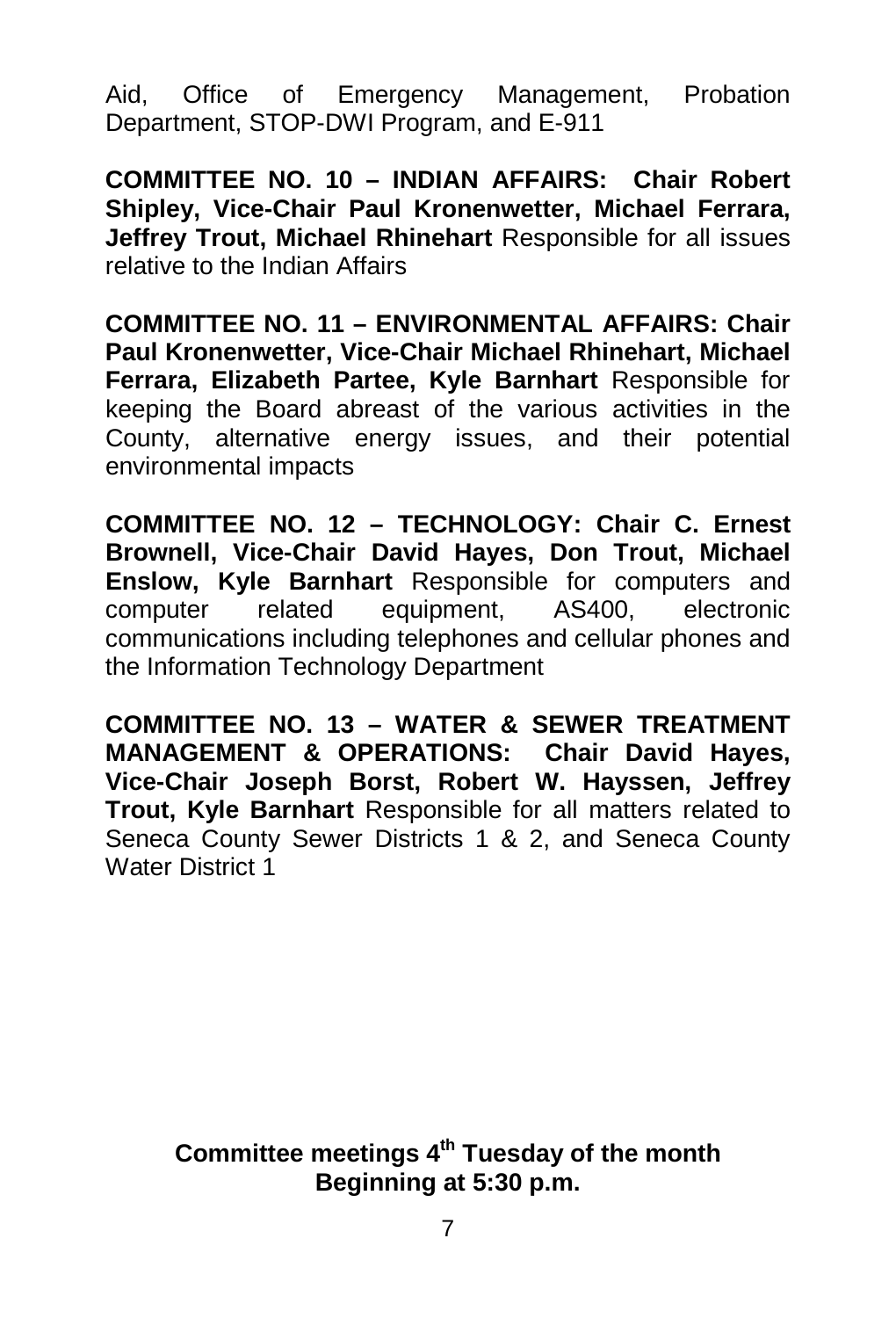Aid, Office of Emergency Management, Probation Department, STOP-DWI Program, and E-911

**COMMITTEE NO. 10 – INDIAN AFFAIRS: Chair Robert Shipley, Vice-Chair Paul Kronenwetter, Michael Ferrara, Jeffrey Trout, Michael Rhinehart** Responsible for all issues relative to the Indian Affairs

**COMMITTEE NO. 11 – ENVIRONMENTAL AFFAIRS: Chair Paul Kronenwetter, Vice-Chair Michael Rhinehart, Michael Ferrara, Elizabeth Partee, Kyle Barnhart** Responsible for keeping the Board abreast of the various activities in the County, alternative energy issues, and their potential environmental impacts

**COMMITTEE NO. 12 – TECHNOLOGY: Chair C. Ernest Brownell, Vice-Chair David Hayes, Don Trout, Michael Enslow, Kyle Barnhart** Responsible for computers and computer related equipment, AS400, electronic communications including telephones and cellular phones and the Information Technology Department

**COMMITTEE NO. 13 – WATER & SEWER TREATMENT MANAGEMENT & OPERATIONS: Chair David Hayes, Vice-Chair Joseph Borst, Robert W. Hayssen, Jeffrey Trout, Kyle Barnhart** Responsible for all matters related to Seneca County Sewer Districts 1 & 2, and Seneca County Water District 1

**Committee meetings 4th Tuesday of the month**
**Beginning at 5:30 p.m.**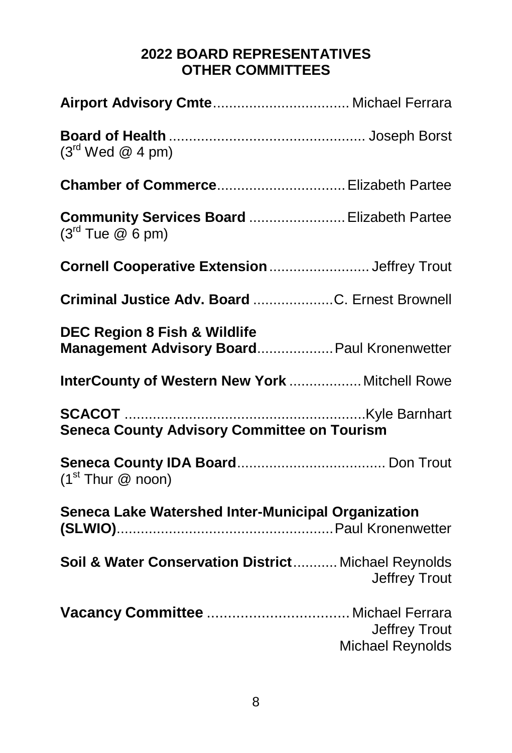## 2022 BOARD REPRESENTATIVES
## OTHER COMMITTEES

**Airport Advisory Cmte**.................................. Michael Ferrara

**Board of Health** ................................................ Joseph Borst
(3rd Wed @ 4 pm)

**Chamber of Commerce**................................Elizabeth Partee

**Community Services Board** ........................Elizabeth Partee
(3rd Tue @ 6 pm)

**Cornell Cooperative Extension**......................... Jeffrey Trout

**Criminal Justice Adv. Board** ....................C. Ernest Brownell

**DEC Region 8 Fish & Wildlife**
**Management Advisory Board**...................Paul Kronenwetter

**InterCounty of Western New York** ..................Mitchell Rowe

**SCACOT** ............................................................Kyle Barnhart
**Seneca County Advisory Committee on Tourism**

**Seneca County IDA Board**..................................... Don Trout
(1st Thur @ noon)

**Seneca Lake Watershed Inter-Municipal Organization**
**(SLWIO)**......................................................Paul Kronenwetter

**Soil & Water Conservation District**...........Michael Reynolds
Jeffrey Trout

**Vacancy Committee** ..................................Michael Ferrara
Jeffrey Trout
Michael Reynolds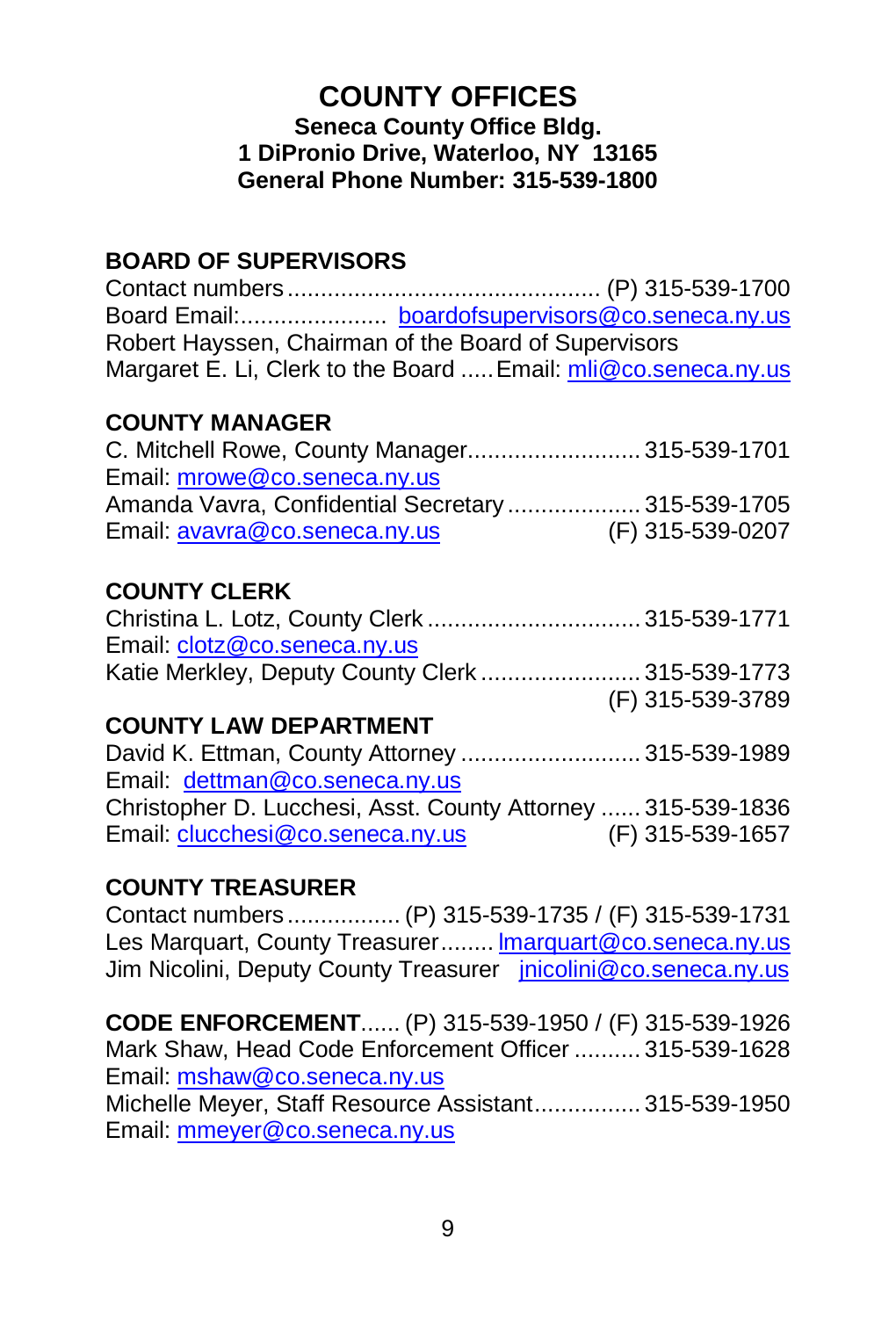# COUNTY OFFICES

**Seneca County Office Bldg.**
**1 DiPronio Drive, Waterloo, NY 13165**
**General Phone Number: 315-539-1800**

## BOARD OF SUPERVISORS

Contact numbers.............................................. (P) 315-539-1700
Board Email:...................... boardofsupervisors@co.seneca.ny.us
Robert Hayssen, Chairman of the Board of Supervisors
Margaret E. Li, Clerk to the Board .....Email: mli@co.seneca.ny.us

## COUNTY MANAGER

C. Mitchell Rowe, County Manager.......................... 315-539-1701
Email: mrowe@co.seneca.ny.us
Amanda Vavra, Confidential Secretary.................... 315-539-1705
Email: avavra@co.seneca.ny.us (F) 315-539-0207

## COUNTY CLERK

Christina L. Lotz, County Clerk ................................ 315-539-1771
Email: clotz@co.seneca.ny.us
Katie Merkley, Deputy County Clerk ........................ 315-539-1773
(F) 315-539-3789

## COUNTY LAW DEPARTMENT

David K. Ettman, County Attorney ........................... 315-539-1989
Email: dettman@co.seneca.ny.us
Christopher D. Lucchesi, Asst. County Attorney ...... 315-539-1836
Email: clucchesi@co.seneca.ny.us (F) 315-539-1657

## COUNTY TREASURER

Contact numbers................. (P) 315-539-1735 / (F) 315-539-1731
Les Marquart, County Treasurer........ lmarquart@co.seneca.ny.us
Jim Nicolini, Deputy County Treasurer jnicolini@co.seneca.ny.us

**CODE ENFORCEMENT**...... (P) 315-539-1950 / (F) 315-539-1926
Mark Shaw, Head Code Enforcement Officer .......... 315-539-1628
Email: mshaw@co.seneca.ny.us
Michelle Meyer, Staff Resource Assistant................ 315-539-1950
Email: mmeyer@co.seneca.ny.us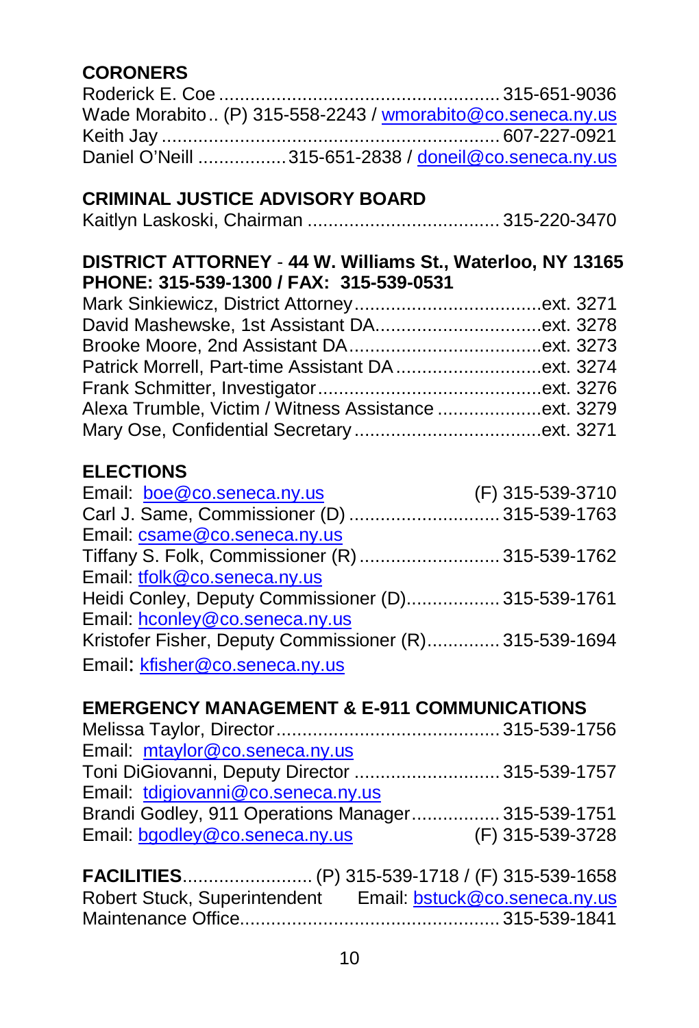## CORONERS

Roderick E. Coe .................................................... 315-651-9036
Wade Morabito.. (P) 315-558-2243 / wmorabito@co.seneca.ny.us
Keith Jay ................................................................ 607-227-0921
Daniel O'Neill .................315-651-2838 / doneil@co.seneca.ny.us

## CRIMINAL JUSTICE ADVISORY BOARD

Kaitlyn Laskoski, Chairman .................................... 315-220-3470

## DISTRICT ATTORNEY - 44 W. Williams St., Waterloo, NY 13165
**PHONE: 315-539-1300 / FAX: 315-539-0531**

Mark Sinkiewicz, District Attorney....................................ext. 3271
David Mashewske, 1st Assistant DA................................ext. 3278
Brooke Moore, 2nd Assistant DA.....................................ext. 3273
Patrick Morrell, Part-time Assistant DA............................ext. 3274
Frank Schmitter, Investigator...........................................ext. 3276
Alexa Trumble, Victim / Witness Assistance ....................ext. 3279
Mary Ose, Confidential Secretary....................................ext. 3271

## ELECTIONS

Email: boe@co.seneca.ny.us (F) 315-539-3710
Carl J. Same, Commissioner (D) ............................ 315-539-1763
Email: csame@co.seneca.ny.us
Tiffany S. Folk, Commissioner (R) .......................... 315-539-1762
Email: tfolk@co.seneca.ny.us
Heidi Conley, Deputy Commissioner (D).................. 315-539-1761
Email: hconley@co.seneca.ny.us
Kristofer Fisher, Deputy Commissioner (R)............. 315-539-1694
Email: kfisher@co.seneca.ny.us

## EMERGENCY MANAGEMENT & E-911 COMMUNICATIONS

Melissa Taylor, Director........................................... 315-539-1756
Email: mtaylor@co.seneca.ny.us
Toni DiGiovanni, Deputy Director ........................... 315-539-1757
Email: tdigiovanni@co.seneca.ny.us
Brandi Godley, 911 Operations Manager................. 315-539-1751
Email: bgodley@co.seneca.ny.us (F) 315-539-3728

**FACILITIES**......................... (P) 315-539-1718 / (F) 315-539-1658
Robert Stuck, Superintendent Email: bstuck@co.seneca.ny.us
Maintenance Office................................................. 315-539-1841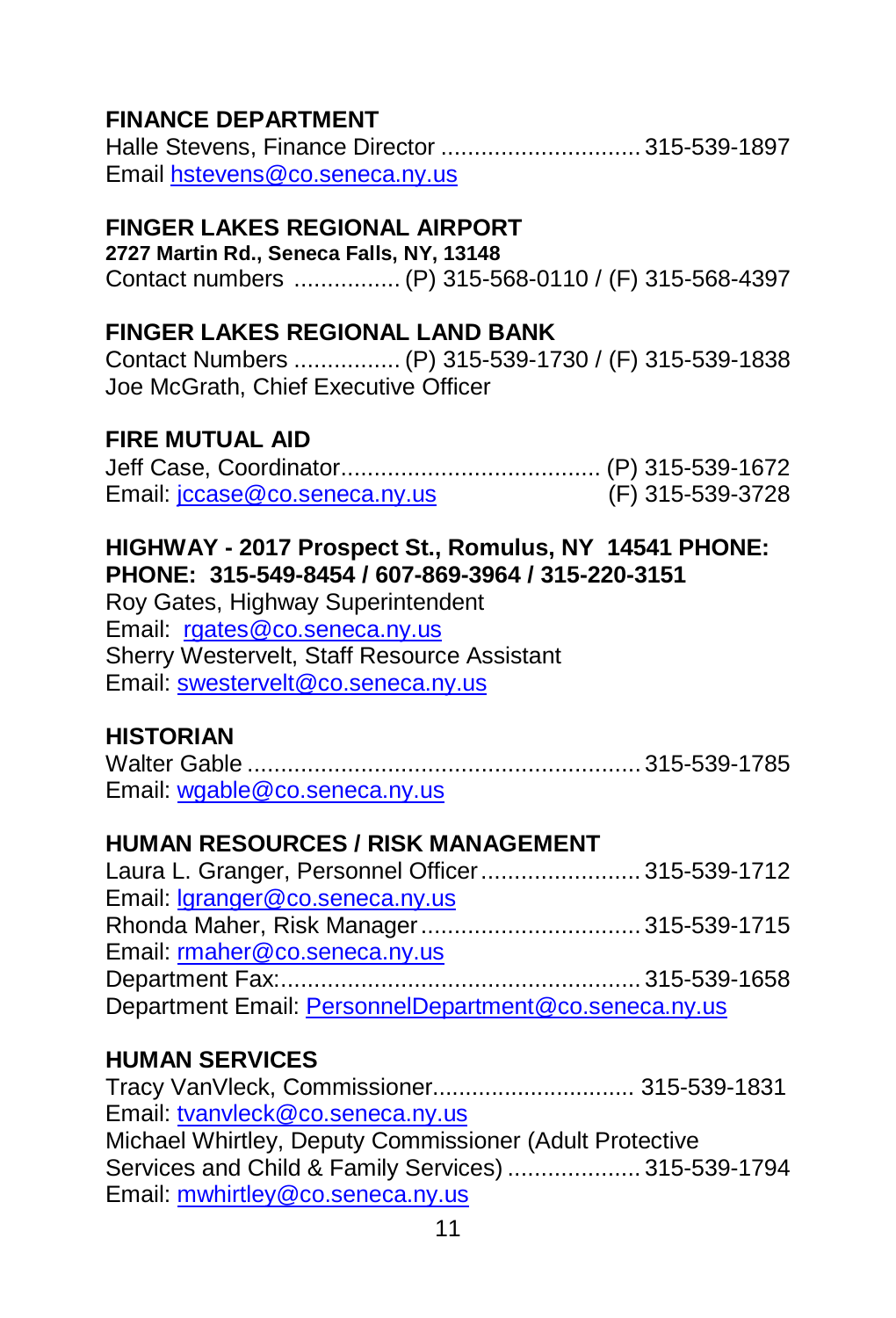## FINANCE DEPARTMENT

Halle Stevens, Finance Director .............................. 315-539-1897
Email hstevens@co.seneca.ny.us

## FINGER LAKES REGIONAL AIRPORT

**2727 Martin Rd., Seneca Falls, NY, 13148**
Contact numbers ................ (P) 315-568-0110 / (F) 315-568-4397

## FINGER LAKES REGIONAL LAND BANK

Contact Numbers ................ (P) 315-539-1730 / (F) 315-539-1838
Joe McGrath, Chief Executive Officer

## FIRE MUTUAL AID

Jeff Case, Coordinator....................................... (P) 315-539-1672
Email: jccase@co.seneca.ny.us (F) 315-539-3728

## HIGHWAY - 2017 Prospect St., Romulus, NY 14541 PHONE: PHONE: 315-549-8454 / 607-869-3964 / 315-220-3151

Roy Gates, Highway Superintendent
Email: rgates@co.seneca.ny.us
Sherry Westervelt, Staff Resource Assistant
Email: swestervelt@co.seneca.ny.us

## HISTORIAN

Walter Gable ........................................................ 315-539-1785
Email: wgable@co.seneca.ny.us

## HUMAN RESOURCES / RISK MANAGEMENT

Laura L. Granger, Personnel Officer........................ 315-539-1712
Email: lgranger@co.seneca.ny.us
Rhonda Maher, Risk Manager................................. 315-539-1715
Email: rmaher@co.seneca.ny.us
Department Fax:..................................................... 315-539-1658
Department Email: PersonnelDepartment@co.seneca.ny.us

## HUMAN SERVICES

Tracy VanVleck, Commissioner.............................. 315-539-1831
Email: tvanvleck@co.seneca.ny.us
Michael Whirtley, Deputy Commissioner (Adult Protective Services and Child & Family Services) .................... 315-539-1794
Email: mwhirtley@co.seneca.ny.us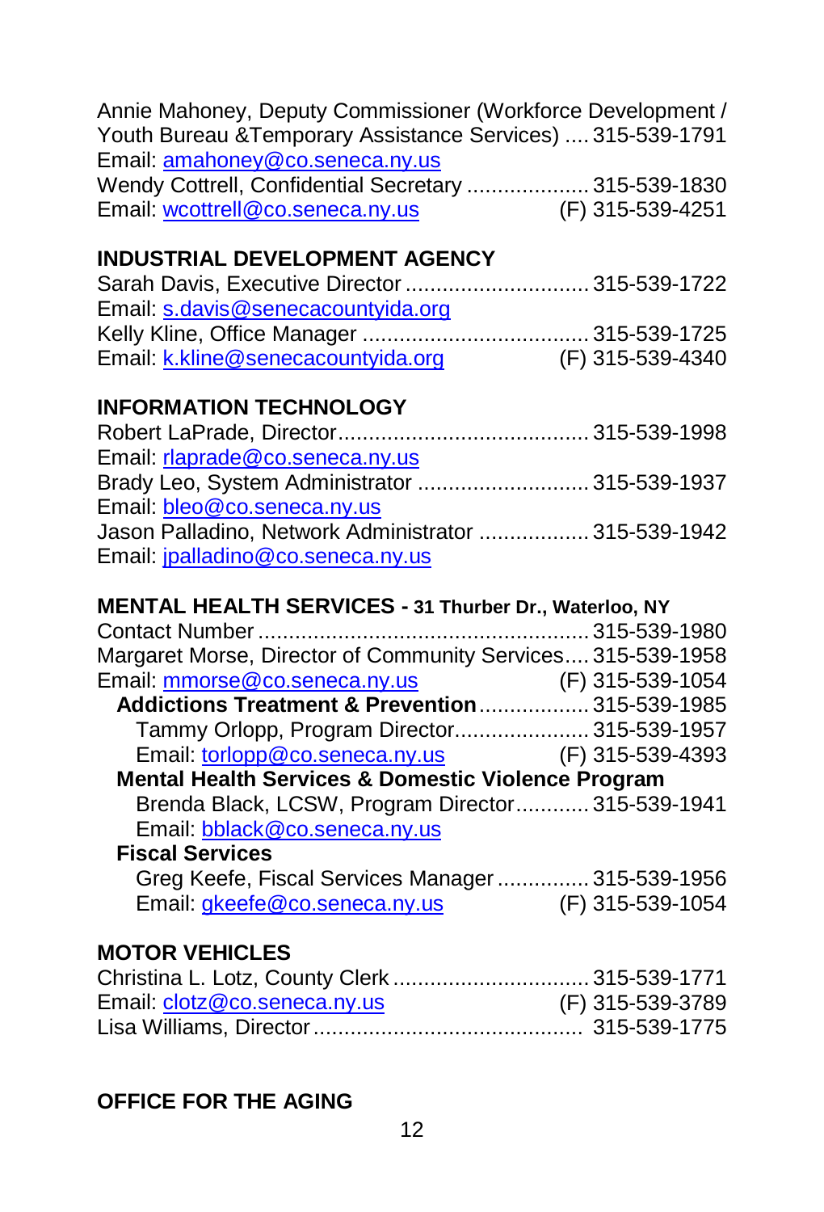Annie Mahoney, Deputy Commissioner (Workforce Development / Youth Bureau &Temporary Assistance Services) .... 315-539-1791
Email: amahoney@co.seneca.ny.us
Wendy Cottrell, Confidential Secretary .................... 315-539-1830
Email: wcottrell@co.seneca.ny.us (F) 315-539-4251

## INDUSTRIAL DEVELOPMENT AGENCY

Sarah Davis, Executive Director ............................. 315-539-1722
Email: s.davis@senecacountyida.org
Kelly Kline, Office Manager .................................... 315-539-1725
Email: k.kline@senecacountyida.org (F) 315-539-4340

## INFORMATION TECHNOLOGY

Robert LaPrade, Director........................................ 315-539-1998
Email: rlaprade@co.seneca.ny.us
Brady Leo, System Administrator ........................... 315-539-1937
Email: bleo@co.seneca.ny.us
Jason Palladino, Network Administrator .................. 315-539-1942
Email: jpalladino@co.seneca.ny.us

## MENTAL HEALTH SERVICES - 31 Thurber Dr., Waterloo, NY

Contact Number ..................................................... 315-539-1980
Margaret Morse, Director of Community Services.... 315-539-1958
Email: mmorse@co.seneca.ny.us (F) 315-539-1054

**Addictions Treatment & Prevention**.................. 315-539-1985
Tammy Orlopp, Program Director...................... 315-539-1957
Email: torlopp@co.seneca.ny.us (F) 315-539-4393

**Mental Health Services & Domestic Violence Program**
Brenda Black, LCSW, Program Director............ 315-539-1941
Email: bblack@co.seneca.ny.us

**Fiscal Services**
Greg Keefe, Fiscal Services Manager ............... 315-539-1956
Email: gkeefe@co.seneca.ny.us (F) 315-539-1054

## MOTOR VEHICLES

Christina L. Lotz, County Clerk ................................ 315-539-1771
Email: clotz@co.seneca.ny.us (F) 315-539-3789
Lisa Williams, Director ............................................ 315-539-1775

## OFFICE FOR THE AGING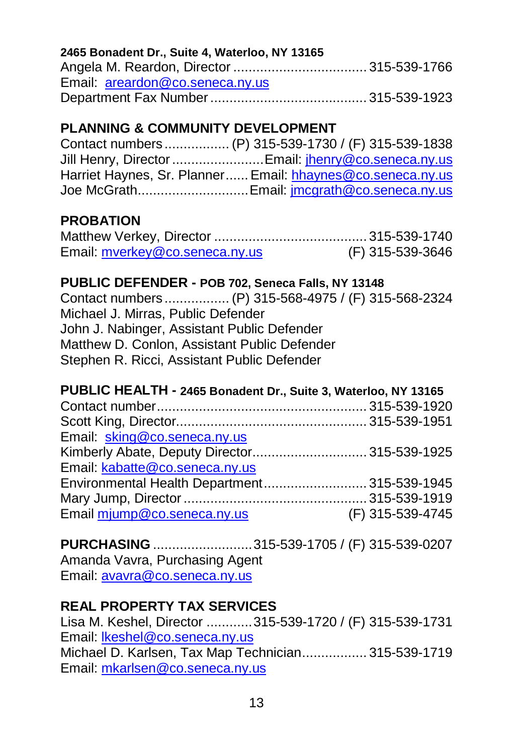**2465 Bonadent Dr., Suite 4, Waterloo, NY 13165**

Angela M. Reardon, Director .................................. 315-539-1766
Email: areardon@co.seneca.ny.us
Department Fax Number ........................................ 315-539-1923

## PLANNING & COMMUNITY DEVELOPMENT

Contact numbers ................. (P) 315-539-1730 / (F) 315-539-1838
Jill Henry, Director ........................ Email: jhenry@co.seneca.ny.us
Harriet Haynes, Sr. Planner...... Email: hhaynes@co.seneca.ny.us
Joe McGrath............................ Email: jmcgrath@co.seneca.ny.us

## PROBATION

Matthew Verkey, Director ....................................... 315-539-1740
Email: mverkey@co.seneca.ny.us (F) 315-539-3646

## PUBLIC DEFENDER - POB 702, Seneca Falls, NY 13148

Contact numbers ................. (P) 315-568-4975 / (F) 315-568-2324
Michael J. Mirras, Public Defender
John J. Nabinger, Assistant Public Defender
Matthew D. Conlon, Assistant Public Defender
Stephen R. Ricci, Assistant Public Defender

## PUBLIC HEALTH - 2465 Bonadent Dr., Suite 3, Waterloo, NY 13165

Contact number...................................................... 315-539-1920
Scott King, Director................................................ 315-539-1951
Email: sking@co.seneca.ny.us
Kimberly Abate, Deputy Director............................. 315-539-1925
Email: kabatte@co.seneca.ny.us
Environmental Health Department........................... 315-539-1945
Mary Jump, Director ............................................... 315-539-1919
Email mjump@co.seneca.ny.us (F) 315-539-4745

**PURCHASING** .......................... 315-539-1705 / (F) 315-539-0207
Amanda Vavra, Purchasing Agent
Email: avavra@co.seneca.ny.us

## REAL PROPERTY TAX SERVICES

Lisa M. Keshel, Director ............ 315-539-1720 / (F) 315-539-1731
Email: lkeshel@co.seneca.ny.us
Michael D. Karlsen, Tax Map Technician................. 315-539-1719
Email: mkarlsen@co.seneca.ny.us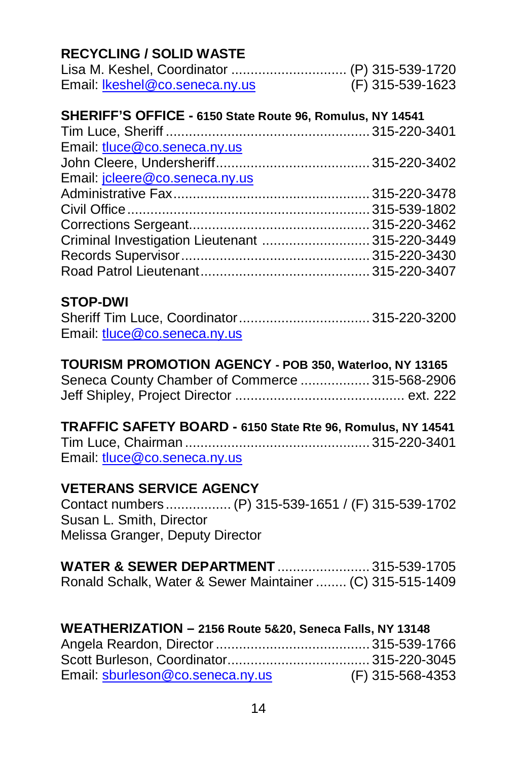**RECYCLING / SOLID WASTE**

Lisa M. Keshel, Coordinator ............................. (P) 315-539-1720
Email: lkeshel@co.seneca.ny.us (F) 315-539-1623

**SHERIFF'S OFFICE - 6150 State Route 96, Romulus, NY 14541**

Tim Luce, Sheriff .................................................... 315-220-3401
Email: tluce@co.seneca.ny.us
John Cleere, Undersheriff....................................... 315-220-3402
Email: jcleere@co.seneca.ny.us
Administrative Fax.................................................. 315-220-3478
Civil Office............................................................. 315-539-1802
Corrections Sergeant.............................................. 315-220-3462
Criminal Investigation Lieutenant ........................... 315-220-3449
Records Supervisor................................................ 315-220-3430
Road Patrol Lieutenant........................................... 315-220-3407

**STOP-DWI**

Sheriff Tim Luce, Coordinator.................................. 315-220-3200
Email: tluce@co.seneca.ny.us

**TOURISM PROMOTION AGENCY - POB 350, Waterloo, NY 13165**

Seneca County Chamber of Commerce .................. 315-568-2906
Jeff Shipley, Project Director ............................................ ext. 222

**TRAFFIC SAFETY BOARD - 6150 State Rte 96, Romulus, NY 14541**

Tim Luce, Chairman ................................................ 315-220-3401
Email: tluce@co.seneca.ny.us

**VETERANS SERVICE AGENCY**

Contact numbers................. (P) 315-539-1651 / (F) 315-539-1702
Susan L. Smith, Director
Melissa Granger, Deputy Director

**WATER & SEWER DEPARTMENT** ........................ 315-539-1705
Ronald Schalk, Water & Sewer Maintainer ........ (C) 315-515-1409

**WEATHERIZATION – 2156 Route 5&20, Seneca Falls, NY 13148**

Angela Reardon, Director ........................................ 315-539-1766
Scott Burleson, Coordinator.................................... 315-220-3045
Email: sburleson@co.seneca.ny.us (F) 315-568-4353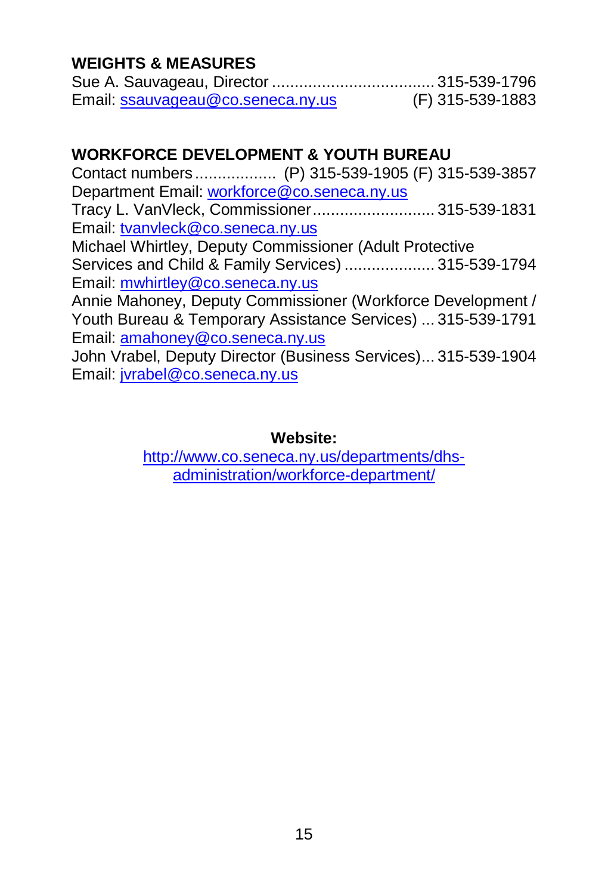## WEIGHTS & MEASURES

Sue A. Sauvageau, Director .................................... 315-539-1796
Email: ssauvageau@co.seneca.ny.us (F) 315-539-1883

## WORKFORCE DEVELOPMENT & YOUTH BUREAU

Contact numbers.................. (P) 315-539-1905 (F) 315-539-3857
Department Email: workforce@co.seneca.ny.us
Tracy L. VanVleck, Commissioner........................... 315-539-1831
Email: tvanvleck@co.seneca.ny.us
Michael Whirtley, Deputy Commissioner (Adult Protective Services and Child & Family Services) .................... 315-539-1794
Email: mwhirtley@co.seneca.ny.us
Annie Mahoney, Deputy Commissioner (Workforce Development / Youth Bureau & Temporary Assistance Services) ... 315-539-1791
Email: amahoney@co.seneca.ny.us
John Vrabel, Deputy Director (Business Services)... 315-539-1904
Email: jvrabel@co.seneca.ny.us

**Website:**
http://www.co.seneca.ny.us/departments/dhs-administration/workforce-department/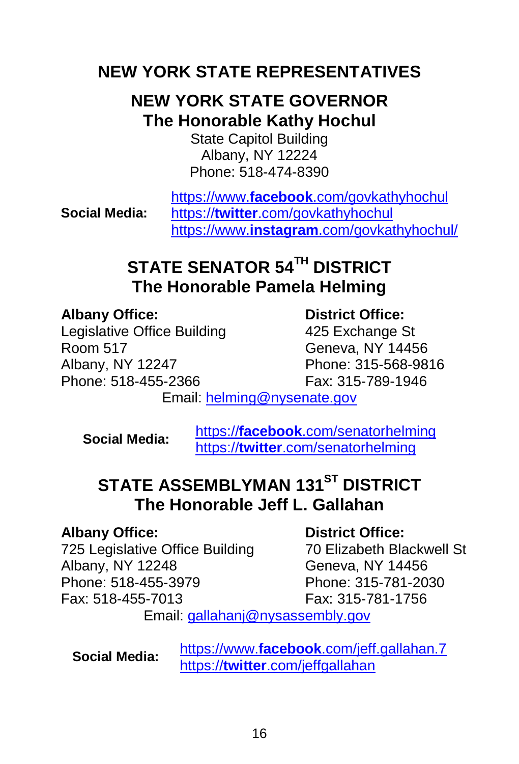# NEW YORK STATE REPRESENTATIVES

## NEW YORK STATE GOVERNOR
### The Honorable Kathy Hochul

State Capitol Building
Albany, NY 12224
Phone: 518-474-8390

**Social Media:**
https://www.**facebook**.com/govkathyhochul
https://**twitter**.com/govkathyhochul
https://www.**instagram**.com/govkathyhochul/

## STATE SENATOR 54TH DISTRICT
### The Honorable Pamela Helming

**Albany Office:**
Legislative Office Building
Room 517
Albany, NY 12247
Phone: 518-455-2366

**District Office:**
425 Exchange St
Geneva, NY 14456
Phone: 315-568-9816
Fax: 315-789-1946

Email: helming@nysenate.gov

**Social Media:**
https://**facebook**.com/senatorhelming
https://**twitter**.com/senatorhelming

## STATE ASSEMBLYMAN 131ST DISTRICT
### The Honorable Jeff L. Gallahan

**Albany Office:**
725 Legislative Office Building
Albany, NY 12248
Phone: 518-455-3979
Fax: 518-455-7013

**District Office:**
70 Elizabeth Blackwell St
Geneva, NY 14456
Phone: 315-781-2030
Fax: 315-781-1756

Email: gallahanj@nysassembly.gov

**Social Media:**
https://www.**facebook**.com/jeff.gallahan.7
https://**twitter**.com/jeffgallahan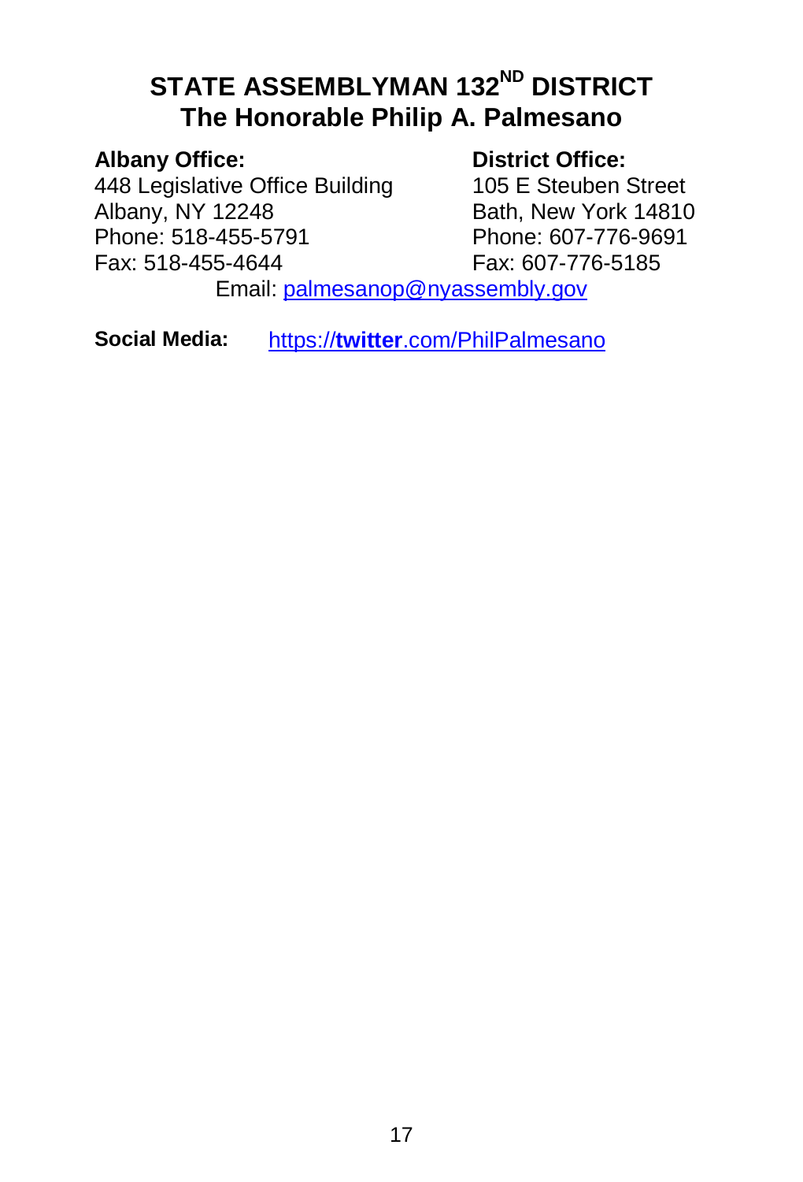# STATE ASSEMBLYMAN 132ND DISTRICT
# The Honorable Philip A. Palmesano

**Albany Office:**
448 Legislative Office Building
Albany, NY 12248
Phone: 518-455-5791
Fax: 518-455-4644

**District Office:**
105 E Steuben Street
Bath, New York 14810
Phone: 607-776-9691
Fax: 607-776-5185

Email: palmesanop@nyassembly.gov

**Social Media:** https://**twitter**.com/PhilPalmesano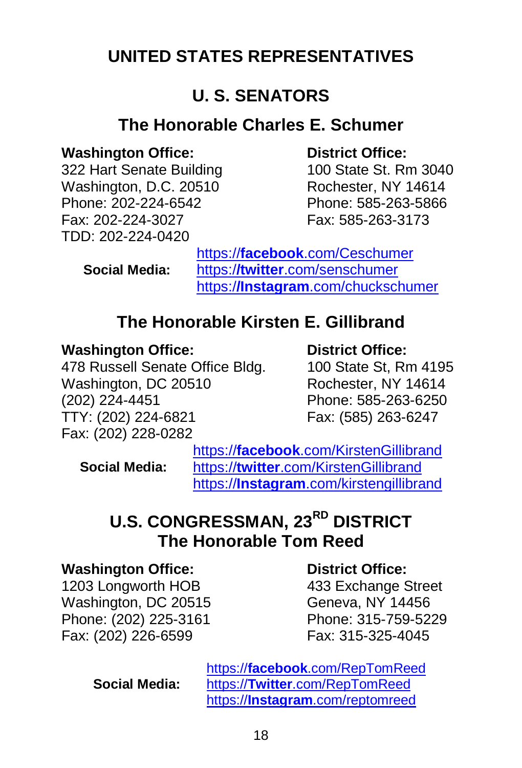# UNITED STATES REPRESENTATIVES

## U. S. SENATORS

### The Honorable Charles E. Schumer

**Washington Office:**
322 Hart Senate Building
Washington, D.C. 20510
Phone: 202-224-6542
Fax: 202-224-3027
TDD: 202-224-0420

**District Office:**
100 State St. Rm 3040
Rochester, NY 14614
Phone: 585-263-5866
Fax: 585-263-3173

**Social Media:**
https://**facebook**.com/Ceschumer
https://**twitter**.com/senschumer
https://**Instagram**.com/chuckschumer

### The Honorable Kirsten E. Gillibrand

**Washington Office:**
478 Russell Senate Office Bldg.
Washington, DC 20510
(202) 224-4451
TTY: (202) 224-6821
Fax: (202) 228-0282

**District Office:**
100 State St, Rm 4195
Rochester, NY 14614
Phone: 585-263-6250
Fax: (585) 263-6247

**Social Media:**
https://**facebook**.com/KirstenGillibrand
https://**twitter**.com/KirstenGillibrand
https://**Instagram**.com/kirstengillibrand

## U.S. CONGRESSMAN, 23RD DISTRICT
## The Honorable Tom Reed

**Washington Office:**
1203 Longworth HOB
Washington, DC 20515
Phone: (202) 225-3161
Fax: (202) 226-6599

**District Office:**
433 Exchange Street
Geneva, NY 14456
Phone: 315-759-5229
Fax: 315-325-4045

**Social Media:**
https://**facebook**.com/RepTomReed
https://**Twitter**.com/RepTomReed
https://**Instagram**.com/reptomreed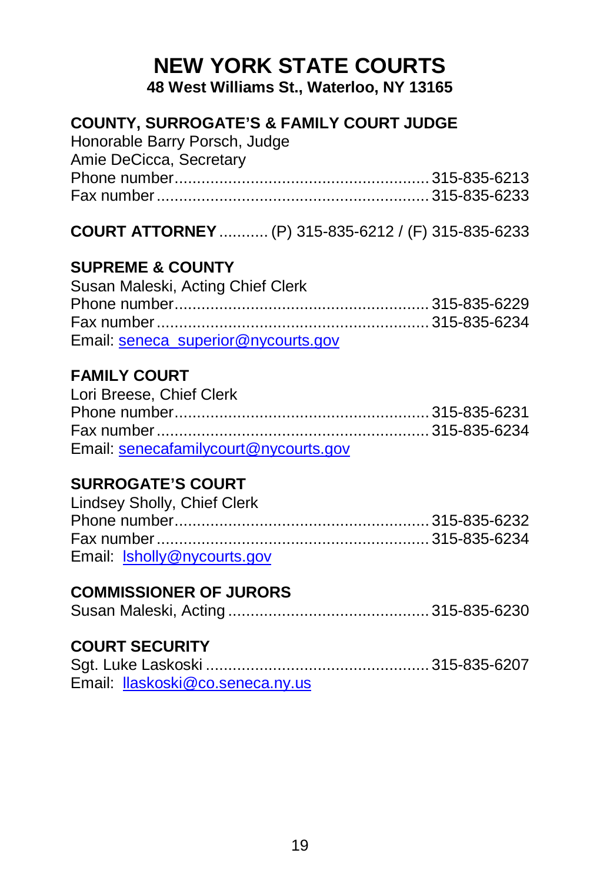# NEW YORK STATE COURTS

**48 West Williams St., Waterloo, NY 13165**

## COUNTY, SURROGATE'S & FAMILY COURT JUDGE

Honorable Barry Porsch, Judge
Amie DeCicca, Secretary
Phone number........................................................ 315-835-6213
Fax number............................................................ 315-835-6233

**COURT ATTORNEY** ........... (P) 315-835-6212 / (F) 315-835-6233

## SUPREME & COUNTY

Susan Maleski, Acting Chief Clerk
Phone number........................................................ 315-835-6229
Fax number............................................................ 315-835-6234
Email: seneca_superior@nycourts.gov

## FAMILY COURT

Lori Breese, Chief Clerk
Phone number........................................................ 315-835-6231
Fax number............................................................ 315-835-6234
Email: senecafamilycourt@nycourts.gov

## SURROGATE'S COURT

Lindsey Sholly, Chief Clerk
Phone number........................................................ 315-835-6232
Fax number............................................................ 315-835-6234
Email: lsholly@nycourts.gov

## COMMISSIONER OF JURORS

Susan Maleski, Acting ............................................ 315-835-6230

## COURT SECURITY

Sgt. Luke Laskoski ................................................. 315-835-6207
Email: llaskoski@co.seneca.ny.us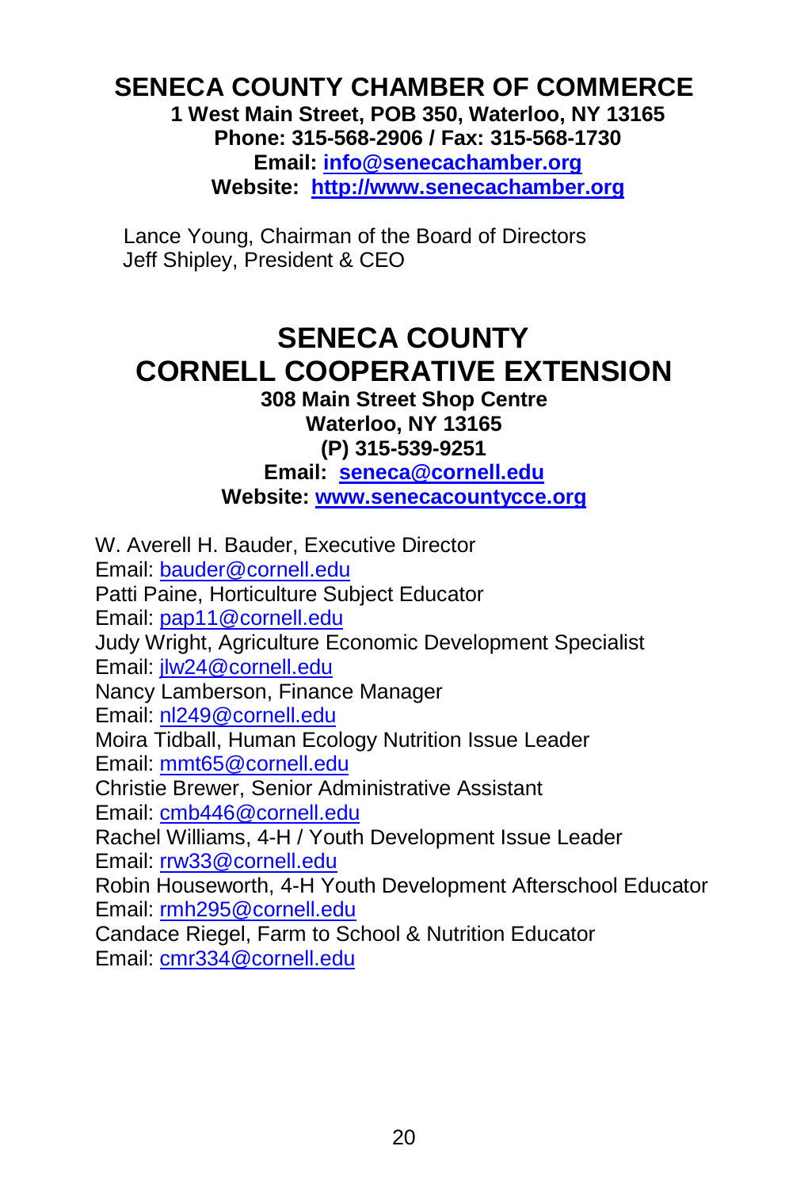## SENECA COUNTY CHAMBER OF COMMERCE

**1 West Main Street, POB 350, Waterloo, NY 13165**
**Phone: 315-568-2906 / Fax: 315-568-1730**
**Email: info@senecachamber.org**
**Website: http://www.senecachamber.org**

Lance Young, Chairman of the Board of Directors
Jeff Shipley, President & CEO

## SENECA COUNTY CORNELL COOPERATIVE EXTENSION

**308 Main Street Shop Centre**
**Waterloo, NY 13165**
**(P) 315-539-9251**
**Email: seneca@cornell.edu**
**Website: www.senecacountycce.org**

W. Averell H. Bauder, Executive Director
Email: bauder@cornell.edu
Patti Paine, Horticulture Subject Educator
Email: pap11@cornell.edu
Judy Wright, Agriculture Economic Development Specialist
Email: jlw24@cornell.edu
Nancy Lamberson, Finance Manager
Email: nl249@cornell.edu
Moira Tidball, Human Ecology Nutrition Issue Leader
Email: mmt65@cornell.edu
Christie Brewer, Senior Administrative Assistant
Email: cmb446@cornell.edu
Rachel Williams, 4-H / Youth Development Issue Leader
Email: rrw33@cornell.edu
Robin Houseworth, 4-H Youth Development Afterschool Educator
Email: rmh295@cornell.edu
Candace Riegel, Farm to School & Nutrition Educator
Email: cmr334@cornell.edu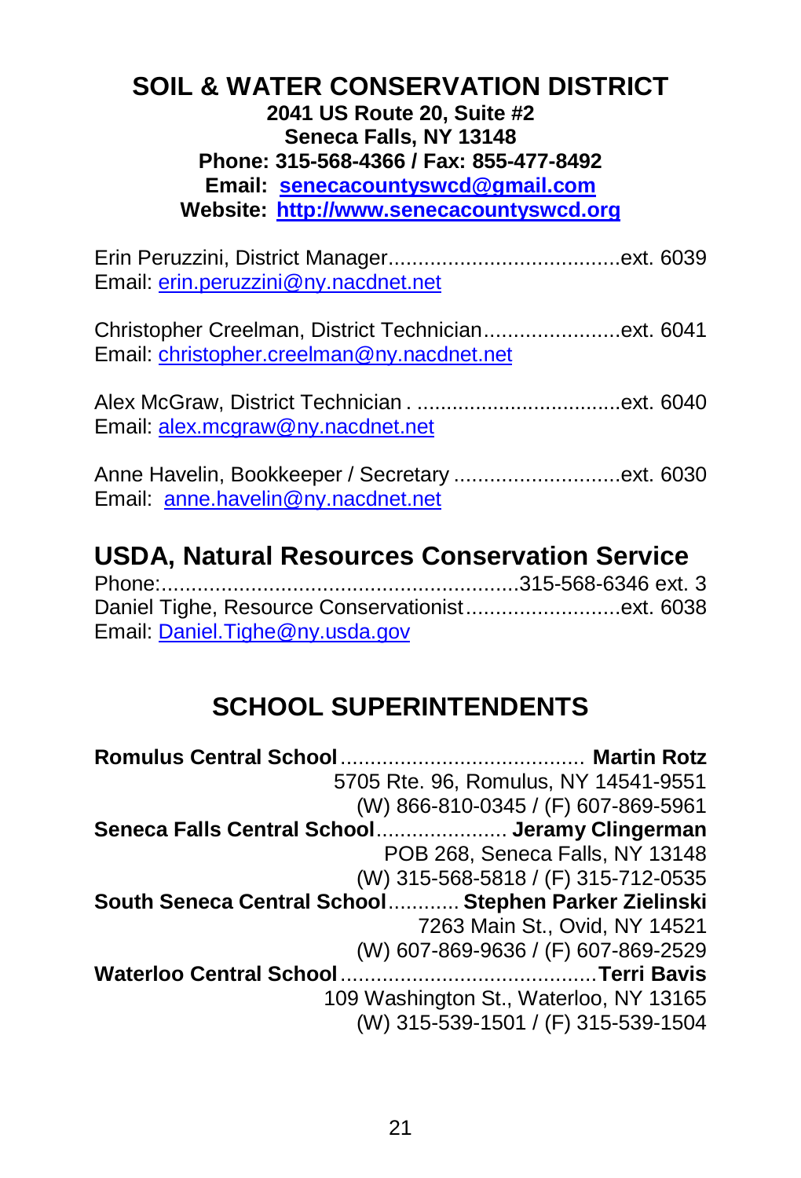# SOIL & WATER CONSERVATION DISTRICT

**2041 US Route 20, Suite #2**
**Seneca Falls, NY 13148**
**Phone: 315-568-4366 / Fax: 855-477-8492**
**Email: senecacountyswcd@gmail.com**
**Website: http://www.senecacountyswcd.org**

Erin Peruzzini, District Manager.......................................ext. 6039
Email: erin.peruzzini@ny.nacdnet.net

Christopher Creelman, District Technician.......................ext. 6041
Email: christopher.creelman@ny.nacdnet.net

Alex McGraw, District Technician . ..................................ext. 6040
Email: alex.mcgraw@ny.nacdnet.net

Anne Havelin, Bookkeeper / Secretary ............................ext. 6030
Email: anne.havelin@ny.nacdnet.net

## USDA, Natural Resources Conservation Service

Phone:...........................................................315-568-6346 ext. 3
Daniel Tighe, Resource Conservationist..........................ext. 6038
Email: Daniel.Tighe@ny.usda.gov

# SCHOOL SUPERINTENDENTS

**Romulus Central School**......................................... **Martin Rotz**
5705 Rte. 96, Romulus, NY 14541-9551
(W) 866-810-0345 / (F) 607-869-5961

**Seneca Falls Central School**...................... **Jeramy Clingerman**
POB 268, Seneca Falls, NY 13148
(W) 315-568-5818 / (F) 315-712-0535

**South Seneca Central School**............ **Stephen Parker Zielinski**
7263 Main St., Ovid, NY 14521
(W) 607-869-9636 / (F) 607-869-2529

**Waterloo Central School**...........................................**Terri Bavis**
109 Washington St., Waterloo, NY 13165
(W) 315-539-1501 / (F) 315-539-1504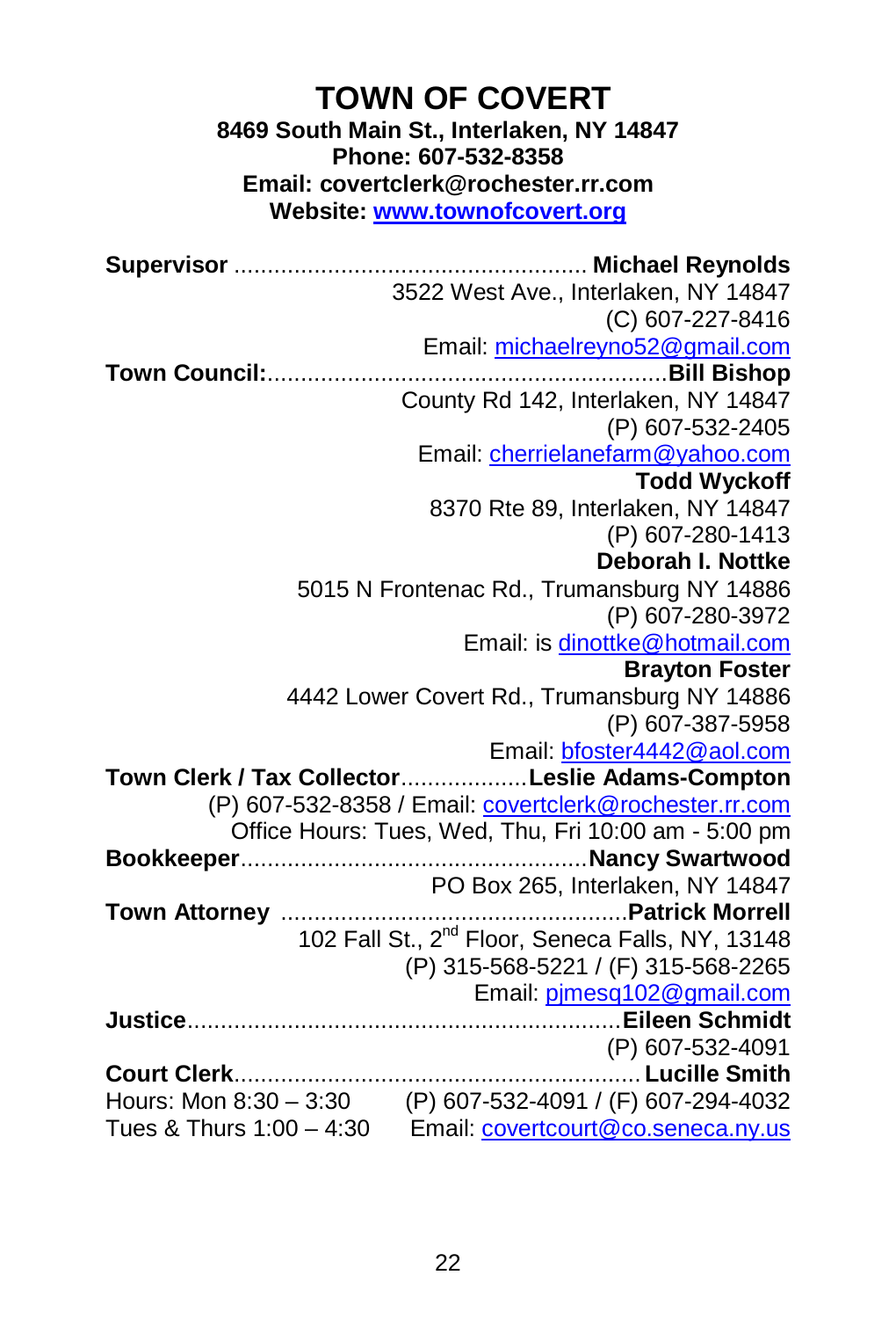# TOWN OF COVERT

**8469 South Main St., Interlaken, NY 14847**
**Phone: 607-532-8358**
**Email: covertclerk@rochester.rr.com**
**Website: www.townofcovert.org**

**Supervisor** .................................................... **Michael Reynolds**
3522 West Ave., Interlaken, NY 14847
(C) 607-227-8416
Email: michaelreyno52@gmail.com

**Town Council:**........................................................... **Bill Bishop**
County Rd 142, Interlaken, NY 14847
(P) 607-532-2405
Email: cherrielanefarm@yahoo.com

**Todd Wyckoff**
8370 Rte 89, Interlaken, NY 14847
(P) 607-280-1413

**Deborah I. Nottke**
5015 N Frontenac Rd., Trumansburg NY 14886
(P) 607-280-3972
Email: is dinottke@hotmail.com

**Brayton Foster**
4442 Lower Covert Rd., Trumansburg NY 14886
(P) 607-387-5958
Email: bfoster4442@aol.com

**Town Clerk / Tax Collector**................... **Leslie Adams-Compton**
(P) 607-532-8358 / Email: covertclerk@rochester.rr.com
Office Hours: Tues, Wed, Thu, Fri 10:00 am - 5:00 pm

**Bookkeeper**.................................................... **Nancy Swartwood**
PO Box 265, Interlaken, NY 14847

**Town Attorney** .................................................... **Patrick Morrell**
102 Fall St., 2nd Floor, Seneca Falls, NY, 13148
(P) 315-568-5221 / (F) 315-568-2265
Email: pjmesq102@gmail.com

**Justice**................................................................. **Eileen Schmidt**
(P) 607-532-4091

**Court Clerk**........................................................... **Lucille Smith**
Hours: Mon 8:30 – 3:30 (P) 607-532-4091 / (F) 607-294-4032
Tues & Thurs 1:00 – 4:30 Email: covertcourt@co.seneca.ny.us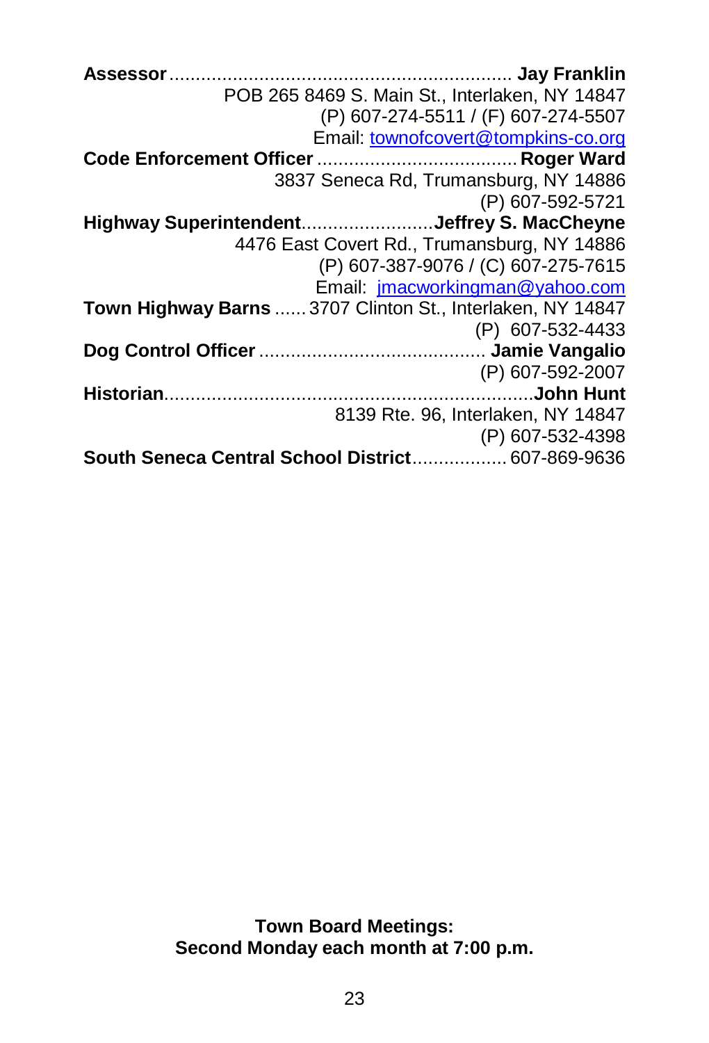**Assessor** .................................................................. **Jay Franklin**
POB 265 8469 S. Main St., Interlaken, NY 14847
(P) 607-274-5511 / (F) 607-274-5507
Email: townofcovert@tompkins-co.org

**Code Enforcement Officer** ...................................... **Roger Ward**
3837 Seneca Rd, Trumansburg, NY 14886
(P) 607-592-5721

**Highway Superintendent**.........................**Jeffrey S. MacCheyne**
4476 East Covert Rd., Trumansburg, NY 14886
(P) 607-387-9076 / (C) 607-275-7615
Email: jmacworkingman@yahoo.com

**Town Highway Barns** ...... 3707 Clinton St., Interlaken, NY 14847
(P) 607-532-4433

**Dog Control Officer** ........................................... **Jamie Vangalio**
(P) 607-592-2007

**Historian**......................................................................**John Hunt**
8139 Rte. 96, Interlaken, NY 14847
(P) 607-532-4398

**South Seneca Central School District**.................. 607-869-9636

**Town Board Meetings:**
**Second Monday each month at 7:00 p.m.**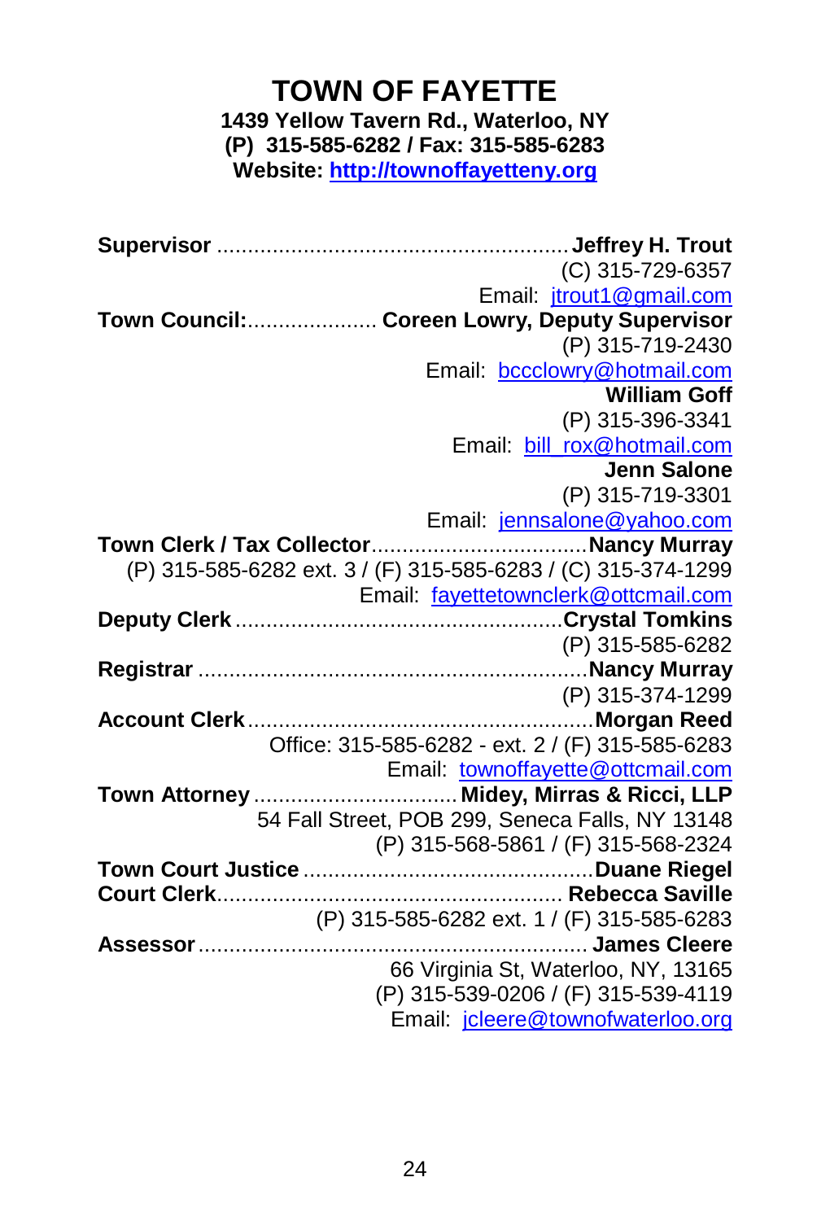# TOWN OF FAYETTE

**1439 Yellow Tavern Rd., Waterloo, NY**
**(P) 315-585-6282 / Fax: 315-585-6283**
**Website: [http://townoffayetteny.org](http://townoffayetteny.org)**

**Supervisor** ........................................................ **Jeffrey H. Trout**
(C) 315-729-6357
Email: jtrout1@gmail.com

**Town Council:**.................... **Coreen Lowry, Deputy Supervisor**
(P) 315-719-2430
Email: bccclowry@hotmail.com

**William Goff**
(P) 315-396-3341
Email: bill_rox@hotmail.com

**Jenn Salone**
(P) 315-719-3301
Email: jennsalone@yahoo.com

**Town Clerk / Tax Collector**.................................. **Nancy Murray**
(P) 315-585-6282 ext. 3 / (F) 315-585-6283 / (C) 315-374-1299
Email: fayettetownclerk@ottcmail.com

**Deputy Clerk** .................................................... **Crystal Tomkins**
(P) 315-585-6282

**Registrar** ............................................................ **Nancy Murray**
(P) 315-374-1299

**Account Clerk** ...................................................... **Morgan Reed**
Office: 315-585-6282 - ext. 2 / (F) 315-585-6283
Email: townoffayette@ottcmail.com

**Town Attorney** ................................ **Midey, Mirras & Ricci, LLP**
54 Fall Street, POB 299, Seneca Falls, NY 13148
(P) 315-568-5861 / (F) 315-568-2324

**Town Court Justice** ............................................. **Duane Riegel**

**Court Clerk** ....................................................... **Rebecca Saville**
(P) 315-585-6282 ext. 1 / (F) 315-585-6283

**Assessor** ............................................................ **James Cleere**
66 Virginia St, Waterloo, NY, 13165
(P) 315-539-0206 / (F) 315-539-4119
Email: jcleere@townofwaterloo.org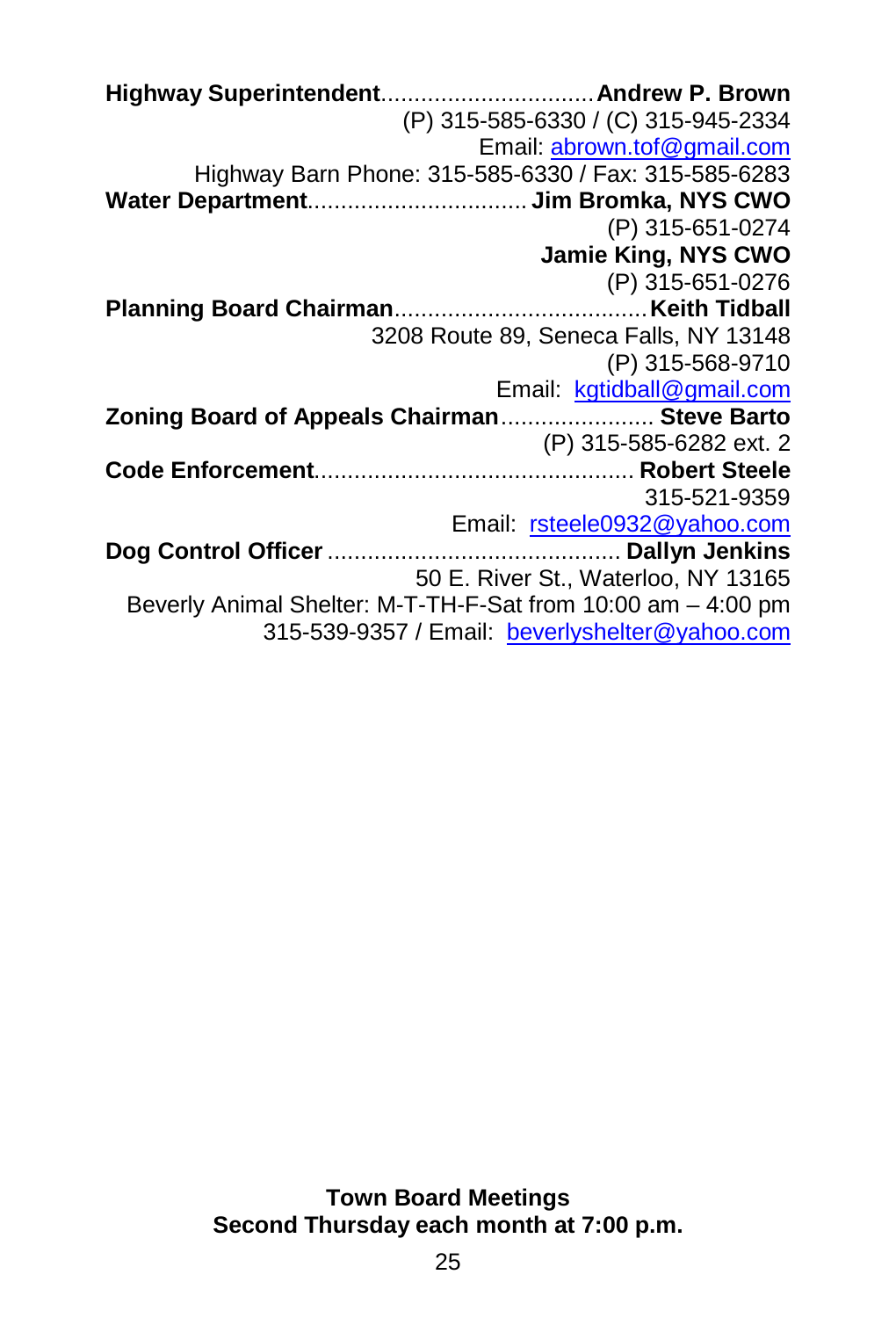**Highway Superintendent**................................**Andrew P. Brown**
(P) 315-585-6330 / (C) 315-945-2334
Email: abrown.tof@gmail.com
Highway Barn Phone: 315-585-6330 / Fax: 315-585-6283

**Water Department**................................ **Jim Bromka, NYS CWO**
(P) 315-651-0274
**Jamie King, NYS CWO**
(P) 315-651-0276

**Planning Board Chairman**.....................................**Keith Tidball**
3208 Route 89, Seneca Falls, NY 13148
(P) 315-568-9710
Email: kgtidball@gmail.com

**Zoning Board of Appeals Chairman**...................... **Steve Barto**
(P) 315-585-6282 ext. 2

**Code Enforcement**............................................... **Robert Steele**
315-521-9359
Email: rsteele0932@yahoo.com

**Dog Control Officer** ............................................ **Dallyn Jenkins**
50 E. River St., Waterloo, NY 13165
Beverly Animal Shelter: M-T-TH-F-Sat from 10:00 am – 4:00 pm
315-539-9357 / Email: beverlyshelter@yahoo.com

**Town Board Meetings**
**Second Thursday each month at 7:00 p.m.**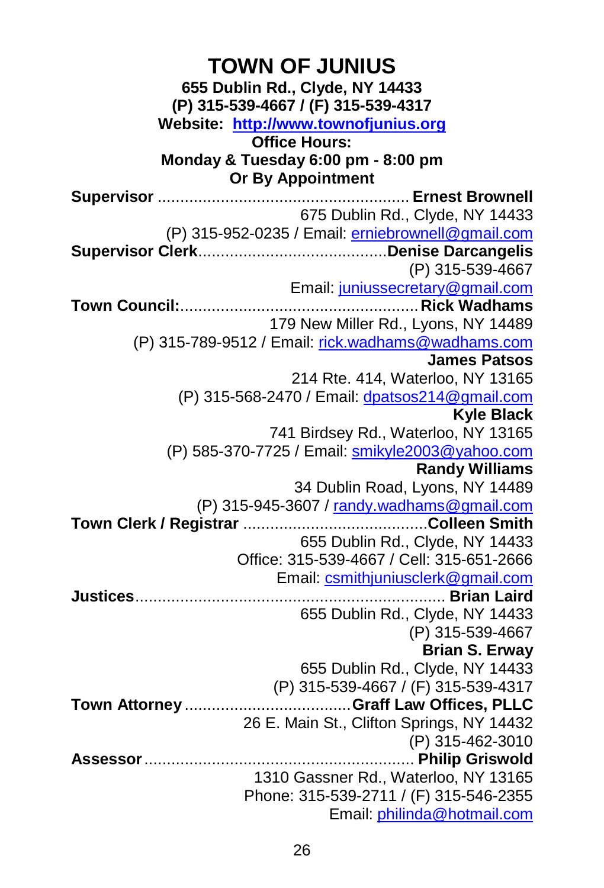# TOWN OF JUNIUS

**655 Dublin Rd., Clyde, NY 14433**
**(P) 315-539-4667 / (F) 315-539-4317**
**Website: [http://www.townofjunius.org](http://www.townofjunius.org)**
**Office Hours:**
**Monday & Tuesday 6:00 pm - 8:00 pm**
**Or By Appointment**

**Supervisor** ........................................................ **Ernest Brownell**
675 Dublin Rd., Clyde, NY 14433
(P) 315-952-0235 / Email: erniebrownell@gmail.com

**Supervisor Clerk**.........................................**Denise Darcangelis**
(P) 315-539-4667
Email: juniussecretary@gmail.com

**Town Council:**.................................................... **Rick Wadhams**
179 New Miller Rd., Lyons, NY 14489
(P) 315-789-9512 / Email: rick.wadhams@wadhams.com

**James Patsos**
214 Rte. 414, Waterloo, NY 13165
(P) 315-568-2470 / Email: dpatsos214@gmail.com

**Kyle Black**
741 Birdsey Rd., Waterloo, NY 13165
(P) 585-370-7725 / Email: smikyle2003@yahoo.com

**Randy Williams**
34 Dublin Road, Lyons, NY 14489
(P) 315-945-3607 / randy.wadhams@gmail.com

**Town Clerk / Registrar** .........................................**Colleen Smith**
655 Dublin Rd., Clyde, NY 14433
Office: 315-539-4667 / Cell: 315-651-2666
Email: csmithjuniusclerk@gmail.com

**Justices**..................................................................... **Brian Laird**
655 Dublin Rd., Clyde, NY 14433
(P) 315-539-4667

**Brian S. Erway**
655 Dublin Rd., Clyde, NY 14433
(P) 315-539-4667 / (F) 315-539-4317

**Town Attorney**.....................................**Graff Law Offices, PLLC**
26 E. Main St., Clifton Springs, NY 14432
(P) 315-462-3010

**Assessor**............................................................ **Philip Griswold**
1310 Gassner Rd., Waterloo, NY 13165
Phone: 315-539-2711 / (F) 315-546-2355
Email: philinda@hotmail.com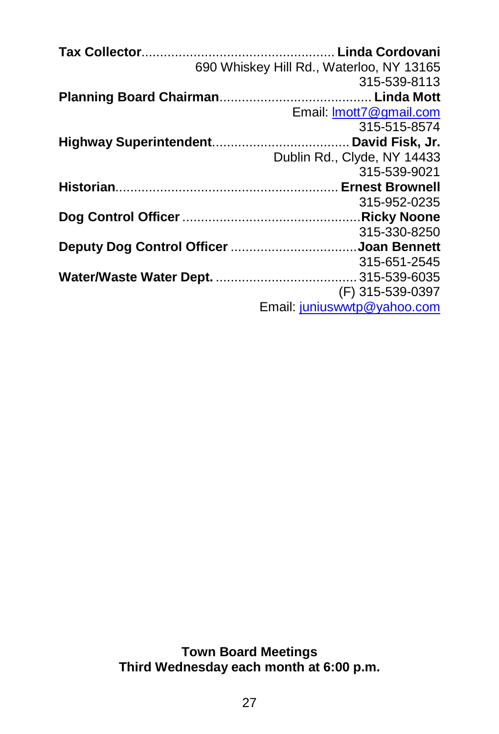**Tax Collector**.................................................... **Linda Cordovani**
690 Whiskey Hill Rd., Waterloo, NY 13165
315-539-8113

**Planning Board Chairman**........................................ **Linda Mott**
Email: lmott7@gmail.com
315-515-8574

**Highway Superintendent**.................................... **David Fisk, Jr.**
Dublin Rd., Clyde, NY 14433
315-539-9021

**Historian**........................................................... **Ernest Brownell**
315-952-0235

**Dog Control Officer** ................................................**Ricky Noone**
315-330-8250

**Deputy Dog Control Officer** ..................................**Joan Bennett**
315-651-2545

**Water/Waste Water Dept.** ..................................... 315-539-6035
(F) 315-539-0397
Email: juniuswwtp@yahoo.com

**Town Board Meetings**
**Third Wednesday each month at 6:00 p.m.**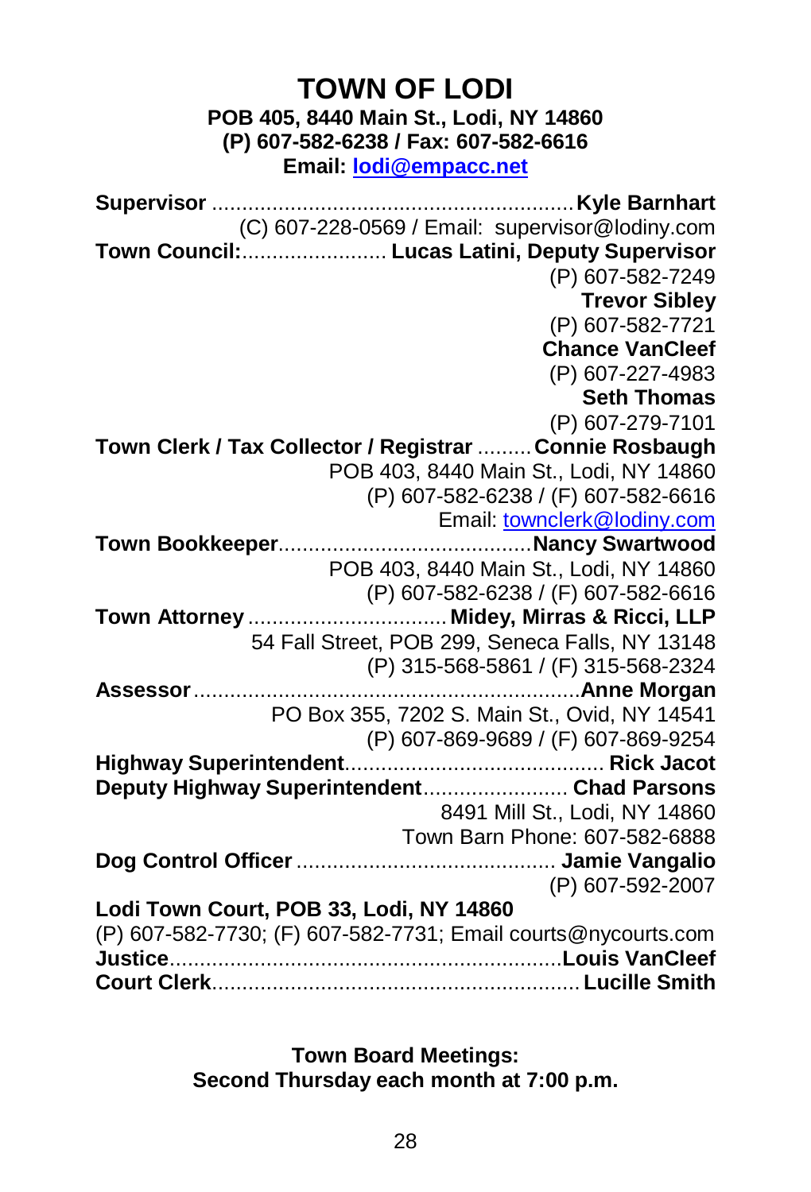# TOWN OF LODI

**POB 405, 8440 Main St., Lodi, NY 14860**
**(P) 607-582-6238 / Fax: 607-582-6616**
**Email: lodi@empacc.net**

**Supervisor** .......... **Kyle Barnhart**
(C) 607-228-0569 / Email: supervisor@lodiny.com

**Town Council:** .......... **Lucas Latini, Deputy Supervisor**
(P) 607-582-7249
**Trevor Sibley**
(P) 607-582-7721
**Chance VanCleef**
(P) 607-227-4983
**Seth Thomas**
(P) 607-279-7101

**Town Clerk / Tax Collector / Registrar** .......... **Connie Rosbaugh**
POB 403, 8440 Main St., Lodi, NY 14860
(P) 607-582-6238 / (F) 607-582-6616
Email: townclerk@lodiny.com

**Town Bookkeeper** .......... **Nancy Swartwood**
POB 403, 8440 Main St., Lodi, NY 14860
(P) 607-582-6238 / (F) 607-582-6616

**Town Attorney** .......... **Midey, Mirras & Ricci, LLP**
54 Fall Street, POB 299, Seneca Falls, NY 13148
(P) 315-568-5861 / (F) 315-568-2324

**Assessor** .......... **Anne Morgan**
PO Box 355, 7202 S. Main St., Ovid, NY 14541
(P) 607-869-9689 / (F) 607-869-9254

**Highway Superintendent** .......... **Rick Jacot**
**Deputy Highway Superintendent** .......... **Chad Parsons**
8491 Mill St., Lodi, NY 14860
Town Barn Phone: 607-582-6888

**Dog Control Officer** .......... **Jamie Vangalio**
(P) 607-592-2007

**Lodi Town Court, POB 33, Lodi, NY 14860**
(P) 607-582-7730; (F) 607-582-7731; Email courts@nycourts.com

**Justice** .......... **Louis VanCleef**
**Court Clerk** .......... **Lucille Smith**

**Town Board Meetings:**
**Second Thursday each month at 7:00 p.m.**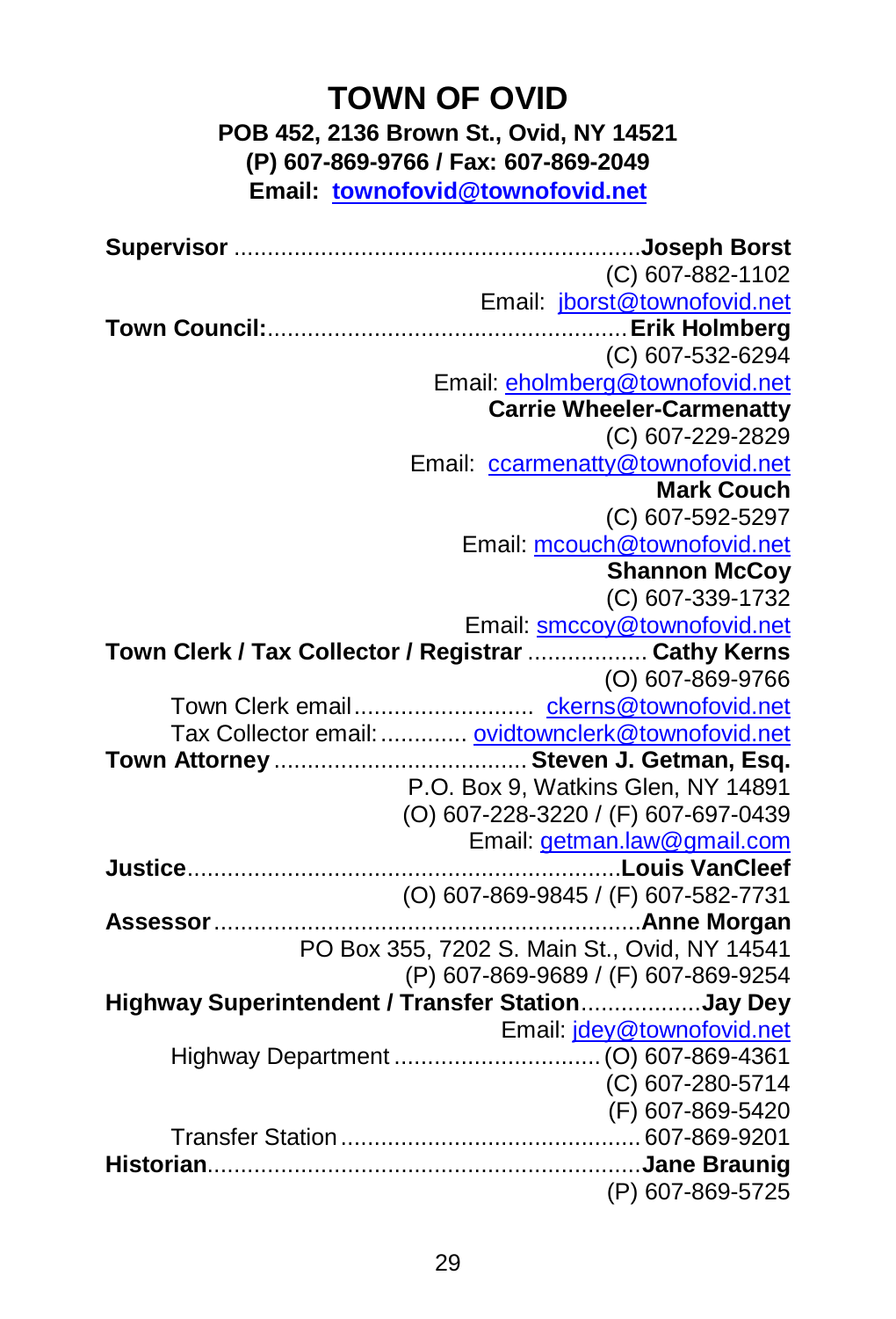# TOWN OF OVID

**POB 452, 2136 Brown St., Ovid, NY 14521**
**(P) 607-869-9766 / Fax: 607-869-2049**
**Email: townofovid@townofovid.net**

**Supervisor** ............................................................**Joseph Borst**
(C) 607-882-1102
Email: jborst@townofovid.net

**Town Council:**.....................................................**Erik Holmberg**
(C) 607-532-6294
Email: eholmberg@townofovid.net

**Carrie Wheeler-Carmenatty**
(C) 607-229-2829
Email: ccarmenatty@townofovid.net

**Mark Couch**
(C) 607-592-5297
Email: mcouch@townofovid.net

**Shannon McCoy**
(C) 607-339-1732
Email: smccoy@townofovid.net

**Town Clerk / Tax Collector / Registrar** .................. **Cathy Kerns**
(O) 607-869-9766
Town Clerk email........................... ckerns@townofovid.net
Tax Collector email:............. ovidtownclerk@townofovid.net

**Town Attorney** ..................................... **Steven J. Getman, Esq.**
P.O. Box 9, Watkins Glen, NY 14891
(O) 607-228-3220 / (F) 607-697-0439
Email: getman.law@gmail.com

**Justice**.................................................................**Louis VanCleef**
(O) 607-869-9845 / (F) 607-582-7731

**Assessor**................................................................**Anne Morgan**
PO Box 355, 7202 S. Main St., Ovid, NY 14541
(P) 607-869-9689 / (F) 607-869-9254

**Highway Superintendent / Transfer Station**..................**Jay Dey**
Email: jdey@townofovid.net
Highway Department ............................... (O) 607-869-4361
(C) 607-280-5714
(F) 607-869-5420
Transfer Station ............................................ 607-869-9201

**Historian**................................................................**Jane Braunig**
(P) 607-869-5725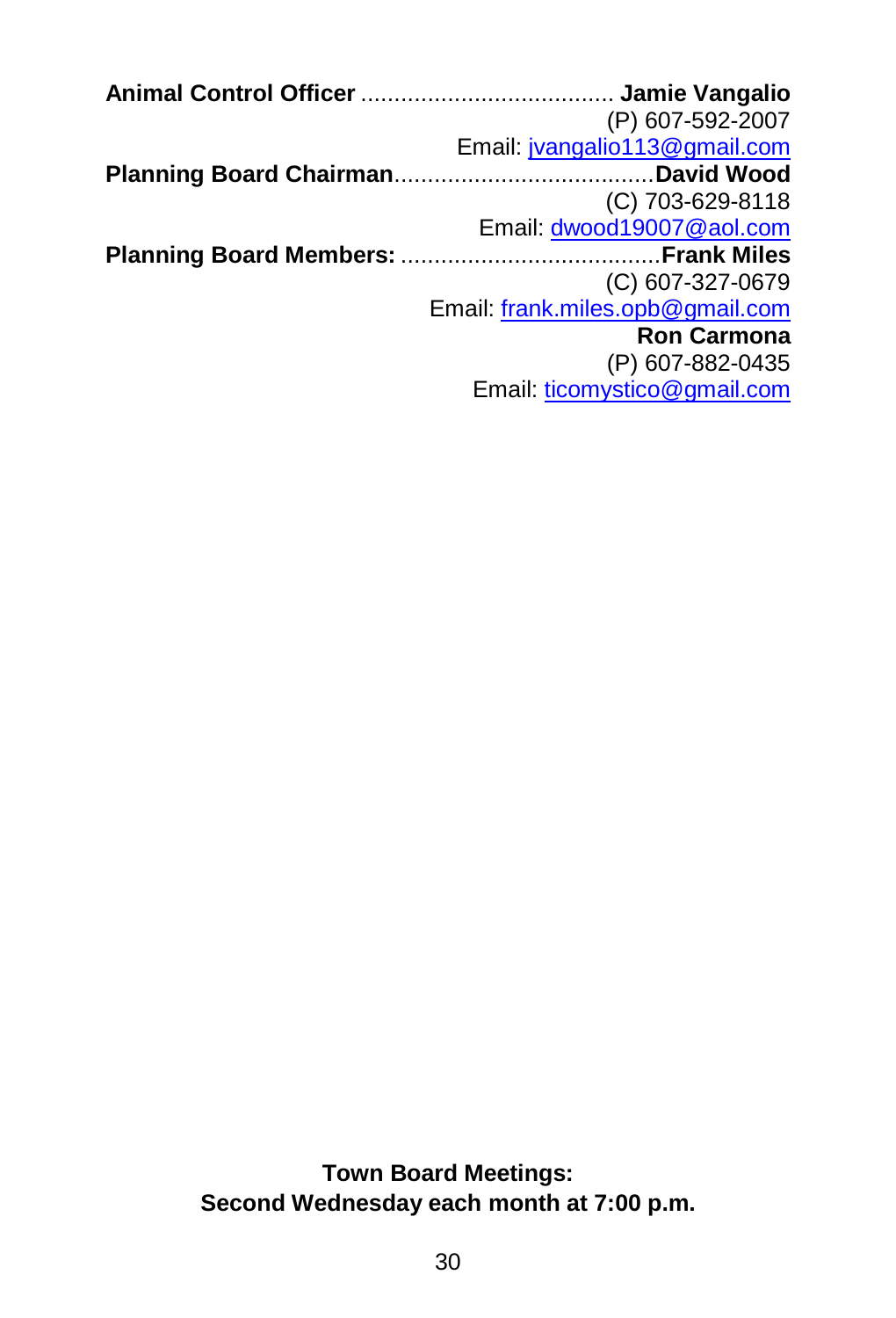**Animal Control Officer** ...................................... **Jamie Vangalio**
(P) 607-592-2007
Email: jvangalio113@gmail.com

**Planning Board Chairman**...................................... **David Wood**
(C) 703-629-8118
Email: dwood19007@aol.com

**Planning Board Members:** ...................................... **Frank Miles**
(C) 607-327-0679
Email: frank.miles.opb@gmail.com

**Ron Carmona**
(P) 607-882-0435
Email: ticomystico@gmail.com

**Town Board Meetings:**
**Second Wednesday each month at 7:00 p.m.**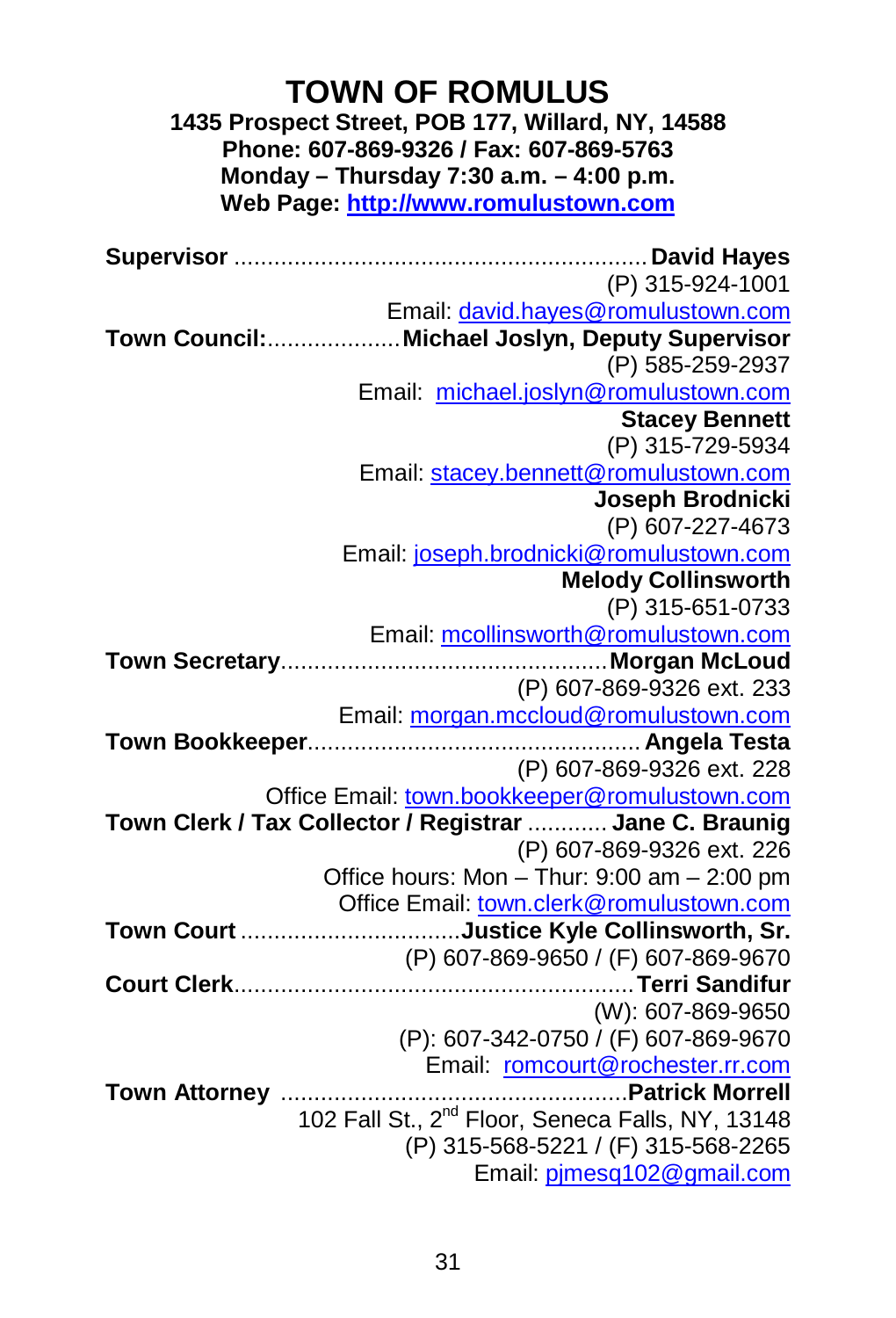# TOWN OF ROMULUS

**1435 Prospect Street, POB 177, Willard, NY, 14588**
**Phone: 607-869-9326 / Fax: 607-869-5763**
**Monday – Thursday 7:30 a.m. – 4:00 p.m.**
**Web Page: http://www.romulustown.com**

**Supervisor** .............................................................. **David Hayes**
(P) 315-924-1001
Email: david.hayes@romulustown.com

**Town Council:**.................... **Michael Joslyn, Deputy Supervisor**
(P) 585-259-2937
Email: michael.joslyn@romulustown.com

**Stacey Bennett**
(P) 315-729-5934
Email: stacey.bennett@romulustown.com

**Joseph Brodnicki**
(P) 607-227-4673
Email: joseph.brodnicki@romulustown.com

**Melody Collinsworth**
(P) 315-651-0733
Email: mcollinsworth@romulustown.com

**Town Secretary**................................................. **Morgan McLoud**
(P) 607-869-9326 ext. 233
Email: morgan.mccloud@romulustown.com

**Town Bookkeeper**.................................................. **Angela Testa**
(P) 607-869-9326 ext. 228
Office Email: town.bookkeeper@romulustown.com

**Town Clerk / Tax Collector / Registrar** ............ **Jane C. Braunig**
(P) 607-869-9326 ext. 226
Office hours: Mon – Thur: 9:00 am – 2:00 pm
Office Email: town.clerk@romulustown.com

**Town Court** .................................**Justice Kyle Collinsworth, Sr.**
(P) 607-869-9650 / (F) 607-869-9670

**Court Clerk**............................................................ **Terri Sandifur**
(W): 607-869-9650
(P): 607-342-0750 / (F) 607-869-9670
Email: romcourt@rochester.rr.com

**Town Attorney** ................................................... **Patrick Morrell**
102 Fall St., 2nd Floor, Seneca Falls, NY, 13148
(P) 315-568-5221 / (F) 315-568-2265
Email: pjmesq102@gmail.com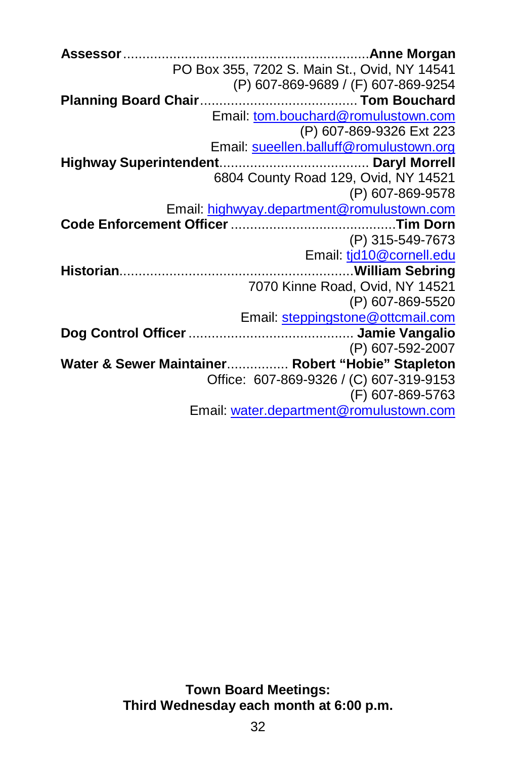**Assessor**................................................................**Anne Morgan**
PO Box 355, 7202 S. Main St., Ovid, NY 14541
(P) 607-869-9689 / (F) 607-869-9254

**Planning Board Chair**......................................... **Tom Bouchard**
Email: tom.bouchard@romulustown.com
(P) 607-869-9326 Ext 223
Email: sueellen.balluff@romulustown.org

**Highway Superintendent**...................................... **Daryl Morrell**
6804 County Road 129, Ovid, NY 14521
(P) 607-869-9578
Email: highwyay.department@romulustown.com

**Code Enforcement Officer** ..........................................**Tim Dorn**
(P) 315-549-7673
Email: tjd10@cornell.edu

**Historian**...........................................................**William Sebring**
7070 Kinne Road, Ovid, NY 14521
(P) 607-869-5520
Email: steppingstone@ottcmail.com

**Dog Control Officer** ........................................... **Jamie Vangalio**
(P) 607-592-2007

**Water & Sewer Maintainer**................ **Robert "Hobie" Stapleton**
Office: 607-869-9326 / (C) 607-319-9153
(F) 607-869-5763
Email: water.department@romulustown.com

**Town Board Meetings:**
**Third Wednesday each month at 6:00 p.m.**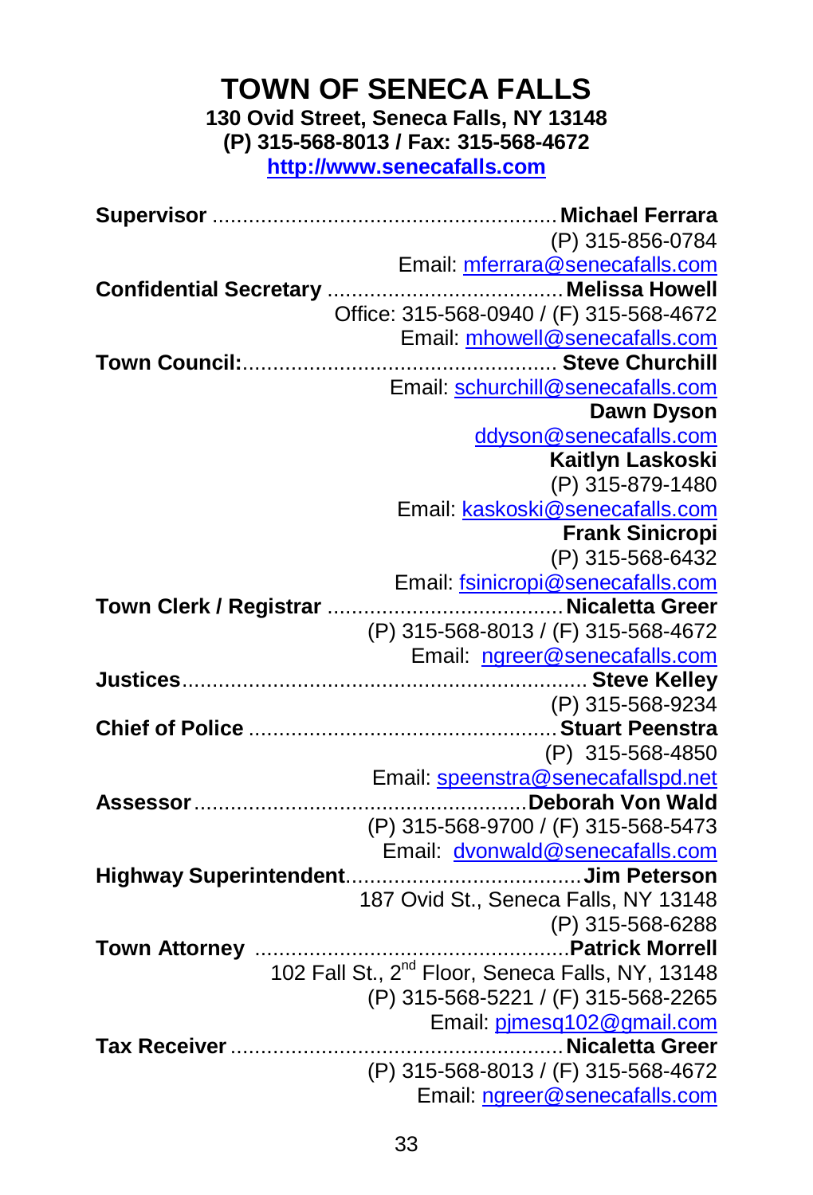# TOWN OF SENECA FALLS

**130 Ovid Street, Seneca Falls, NY 13148**
**(P) 315-568-8013 / Fax: 315-568-4672**
**http://www.senecafalls.com**

**Supervisor** ........................................................ **Michael Ferrara**
(P) 315-856-0784
Email: mferrara@senecafalls.com

**Confidential Secretary** ....................................... **Melissa Howell**
Office: 315-568-0940 / (F) 315-568-4672
Email: mhowell@senecafalls.com

**Town Council:**................................................... **Steve Churchill**
Email: schurchill@senecafalls.com

**Dawn Dyson**
ddyson@senecafalls.com

**Kaitlyn Laskoski**
(P) 315-879-1480
Email: kaskoski@senecafalls.com

**Frank Sinicropi**
(P) 315-568-6432
Email: fsinicropi@senecafalls.com

**Town Clerk / Registrar** ....................................... **Nicaletta Greer**
(P) 315-568-8013 / (F) 315-568-4672
Email: ngreer@senecafalls.com

**Justices**................................................................. **Steve Kelley**
(P) 315-568-9234

**Chief of Police** .................................................. **Stuart Peenstra**
(P) 315-568-4850
Email: speenstra@senecafallspd.net

**Assessor**...................................................... **Deborah Von Wald**
(P) 315-568-9700 / (F) 315-568-5473
Email: dvonwald@senecafalls.com

**Highway Superintendent**...................................... **Jim Peterson**
187 Ovid St., Seneca Falls, NY 13148
(P) 315-568-6288

**Town Attorney** ................................................... **Patrick Morrell**
102 Fall St., 2nd Floor, Seneca Falls, NY, 13148
(P) 315-568-5221 / (F) 315-568-2265
Email: pjmesq102@gmail.com

**Tax Receiver**....................................................... **Nicaletta Greer**
(P) 315-568-8013 / (F) 315-568-4672
Email: ngreer@senecafalls.com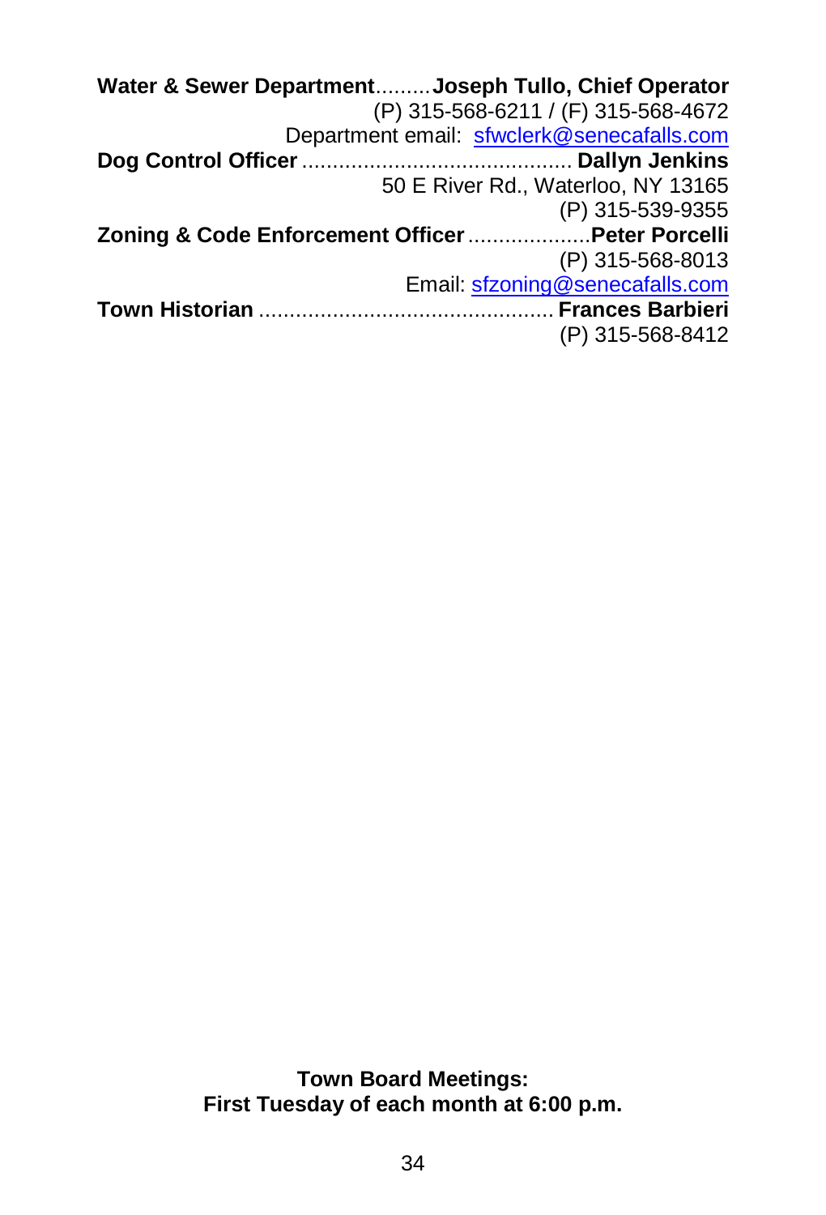**Water & Sewer Department**.........**Joseph Tullo, Chief Operator**
(P) 315-568-6211 / (F) 315-568-4672
Department email: sfwclerk@senecafalls.com

**Dog Control Officer**............................................ **Dallyn Jenkins**
50 E River Rd., Waterloo, NY 13165
(P) 315-539-9355

**Zoning & Code Enforcement Officer**....................**Peter Porcelli**
(P) 315-568-8013
Email: sfzoning@senecafalls.com

**Town Historian** ................................................ **Frances Barbieri**
(P) 315-568-8412

**Town Board Meetings:**
**First Tuesday of each month at 6:00 p.m.**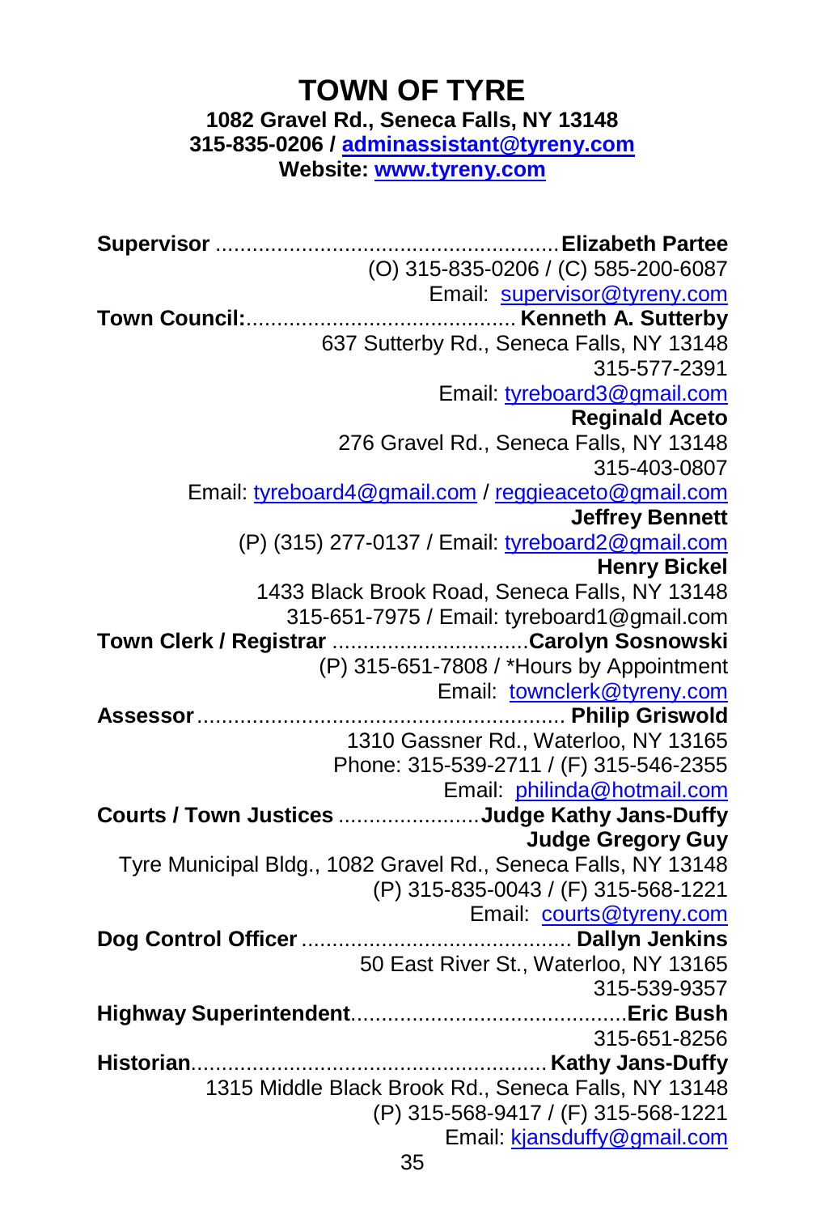# TOWN OF TYRE

**1082 Gravel Rd., Seneca Falls, NY 13148**
**315-835-0206 / adminassistant@tyreny.com**
**Website: www.tyreny.com**

**Supervisor** ........................................................ **Elizabeth Partee**
(O) 315-835-0206 / (C) 585-200-6087
Email: supervisor@tyreny.com

**Town Council:**............................................ **Kenneth A. Sutterby**
637 Sutterby Rd., Seneca Falls, NY 13148
315-577-2391
Email: tyreboard3@gmail.com

**Reginald Aceto**
276 Gravel Rd., Seneca Falls, NY 13148
315-403-0807
Email: tyreboard4@gmail.com / reggieaceto@gmail.com

**Jeffrey Bennett**
(P) (315) 277-0137 / Email: tyreboard2@gmail.com

**Henry Bickel**
1433 Black Brook Road, Seneca Falls, NY 13148
315-651-7975 / Email: tyreboard1@gmail.com

**Town Clerk / Registrar** ................................**Carolyn Sosnowski**
(P) 315-651-7808 / *Hours by Appointment
Email: townclerk@tyreny.com

**Assessor**........................................................... **Philip Griswold**
1310 Gassner Rd., Waterloo, NY 13165
Phone: 315-539-2711 / (F) 315-546-2355
Email: philinda@hotmail.com

**Courts / Town Justices** .......................**Judge Kathy Jans-Duffy**
**Judge Gregory Guy**
Tyre Municipal Bldg., 1082 Gravel Rd., Seneca Falls, NY 13148
(P) 315-835-0043 / (F) 315-568-1221
Email: courts@tyreny.com

**Dog Control Officer** ............................................ **Dallyn Jenkins**
50 East River St., Waterloo, NY 13165
315-539-9357

**Highway Superintendent**............................................**Eric Bush**
315-651-8256

**Historian**.......................................................... **Kathy Jans-Duffy**
1315 Middle Black Brook Rd., Seneca Falls, NY 13148
(P) 315-568-9417 / (F) 315-568-1221
Email: kjansduffy@gmail.com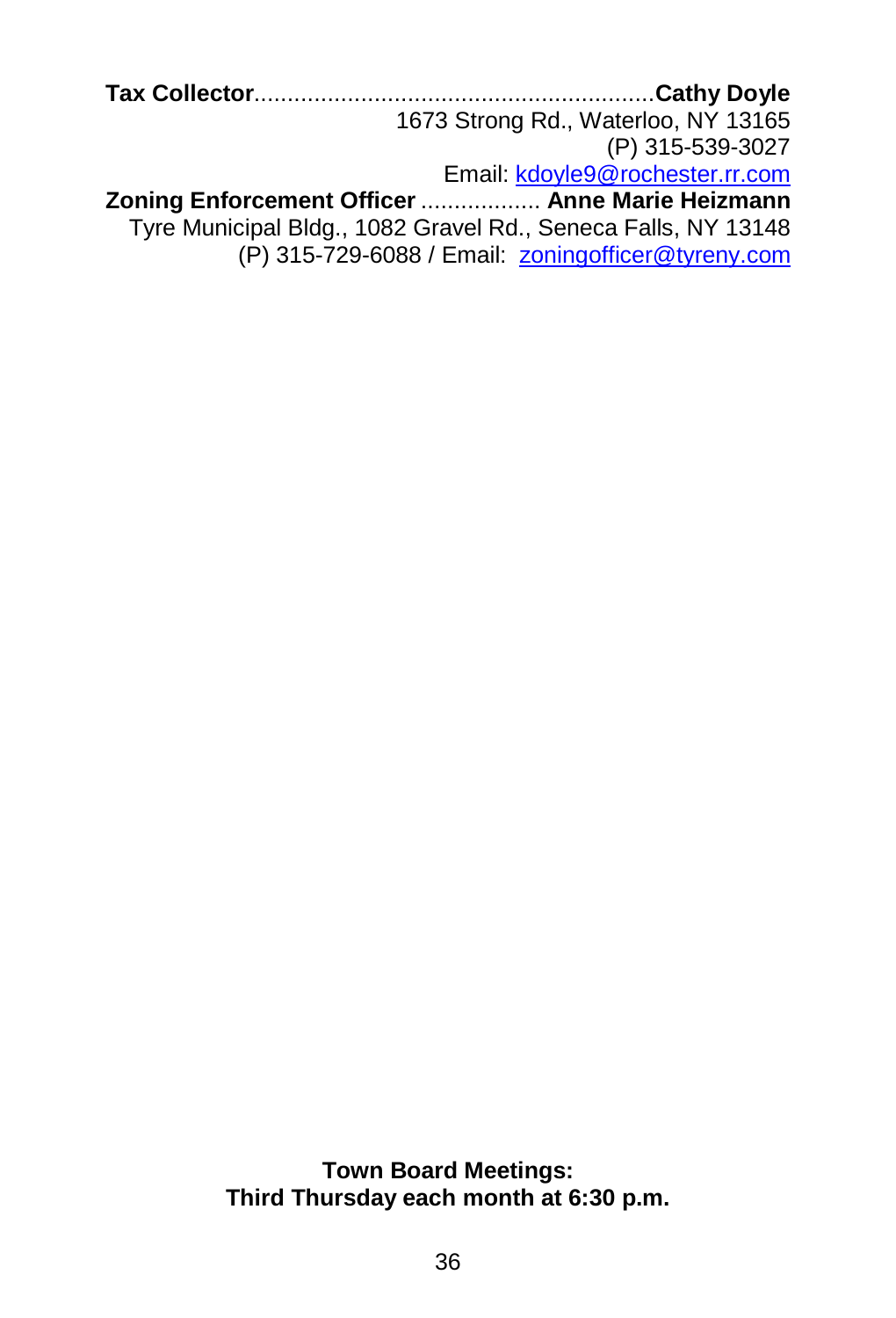**Tax Collector**............................................................**Cathy Doyle**
1673 Strong Rd., Waterloo, NY 13165
(P) 315-539-3027
Email: kdoyle9@rochester.rr.com

**Zoning Enforcement Officer** .................. **Anne Marie Heizmann**
Tyre Municipal Bldg., 1082 Gravel Rd., Seneca Falls, NY 13148
(P) 315-729-6088 / Email: zoningofficer@tyreny.com

**Town Board Meetings:**
**Third Thursday each month at 6:30 p.m.**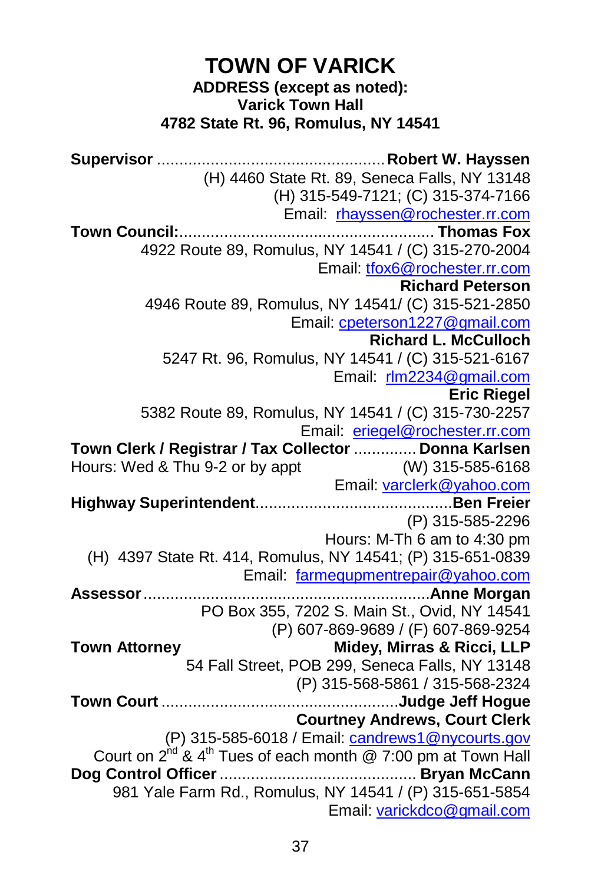# TOWN OF VARICK

**ADDRESS (except as noted):**
**Varick Town Hall**
**4782 State Rt. 96, Romulus, NY 14541**

**Supervisor** .................................................. **Robert W. Hayssen**
(H) 4460 State Rt. 89, Seneca Falls, NY 13148
(H) 315-549-7121; (C) 315-374-7166
Email: rhayssen@rochester.rr.com

**Town Council:**......................................................... **Thomas Fox**
4922 Route 89, Romulus, NY 14541 / (C) 315-270-2004
Email: tfox6@rochester.rr.com

**Richard Peterson**
4946 Route 89, Romulus, NY 14541/ (C) 315-521-2850
Email: cpeterson1227@gmail.com

**Richard L. McCulloch**
5247 Rt. 96, Romulus, NY 14541 / (C) 315-521-6167
Email: rlm2234@gmail.com

**Eric Riegel**
5382 Route 89, Romulus, NY 14541 / (C) 315-730-2257
Email: eriegel@rochester.rr.com

**Town Clerk / Registrar / Tax Collector** .............. **Donna Karlsen**
Hours: Wed & Thu 9-2 or by appt (W) 315-585-6168
Email: varclerk@yahoo.com

**Highway Superintendent**...........................................**Ben Freier**
(P) 315-585-2296
Hours: M-Th 6 am to 4:30 pm
(H) 4397 State Rt. 414, Romulus, NY 14541; (P) 315-651-0839
Email: farmequpmentrepair@yahoo.com

**Assessor**................................................................**Anne Morgan**
PO Box 355, 7202 S. Main St., Ovid, NY 14541
(P) 607-869-9689 / (F) 607-869-9254

**Town Attorney** **Midey, Mirras & Ricci, LLP**
54 Fall Street, POB 299, Seneca Falls, NY 13148
(P) 315-568-5861 / 315-568-2324

**Town Court** ....................................................**Judge Jeff Hogue**
**Courtney Andrews, Court Clerk**
(P) 315-585-6018 / Email: candrews1@nycourts.gov
Court on 2nd & 4th Tues of each month @ 7:00 pm at Town Hall

**Dog Control Officer** ........................................... **Bryan McCann**
981 Yale Farm Rd., Romulus, NY 14541 / (P) 315-651-5854
Email: varickdco@gmail.com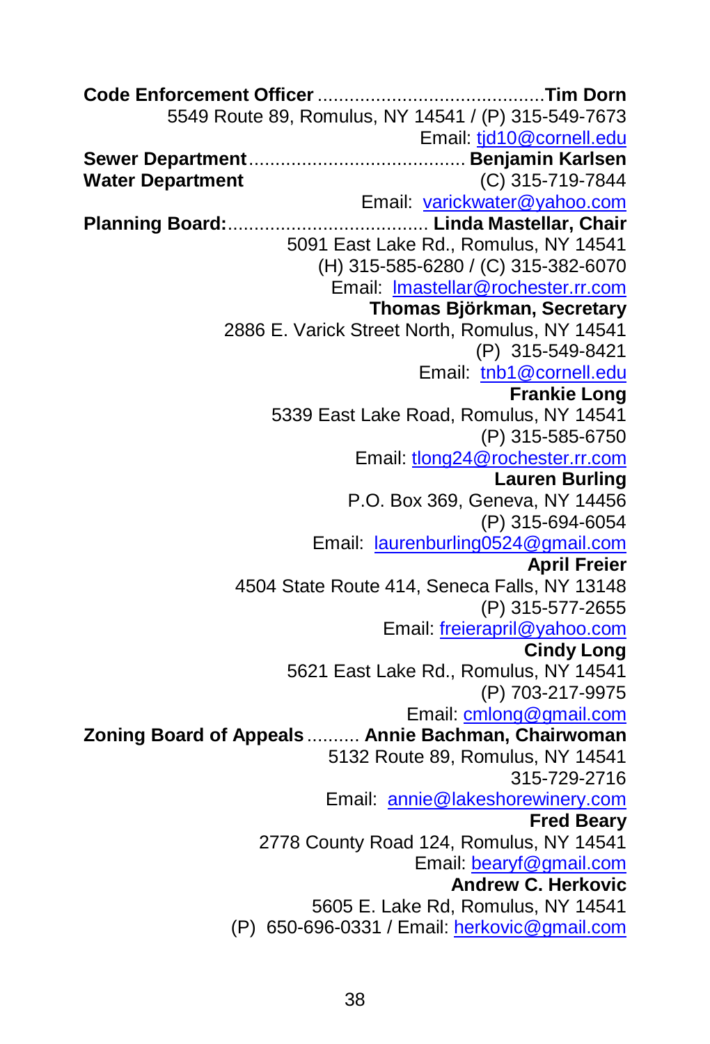**Code Enforcement Officer** .......................................... **Tim Dorn**
5549 Route 89, Romulus, NY 14541 / (P) 315-549-7673
Email: tjd10@cornell.edu

**Sewer Department** ......................................... **Benjamin Karlsen**
**Water Department** (C) 315-719-7844
Email: varickwater@yahoo.com

**Planning Board:** ..................................... **Linda Mastellar, Chair**
5091 East Lake Rd., Romulus, NY 14541
(H) 315-585-6280 / (C) 315-382-6070
Email: lmastellar@rochester.rr.com

**Thomas Björkman, Secretary**
2886 E. Varick Street North, Romulus, NY 14541
(P) 315-549-8421
Email: tnb1@cornell.edu

**Frankie Long**
5339 East Lake Road, Romulus, NY 14541
(P) 315-585-6750
Email: tlong24@rochester.rr.com

**Lauren Burling**
P.O. Box 369, Geneva, NY 14456
(P) 315-694-6054
Email: laurenburling0524@gmail.com

**April Freier**
4504 State Route 414, Seneca Falls, NY 13148
(P) 315-577-2655
Email: freierapril@yahoo.com

**Cindy Long**
5621 East Lake Rd., Romulus, NY 14541
(P) 703-217-9975
Email: cmlong@gmail.com

**Zoning Board of Appeals** .......... **Annie Bachman, Chairwoman**
5132 Route 89, Romulus, NY 14541
315-729-2716
Email: annie@lakeshorewinery.com

**Fred Beary**
2778 County Road 124, Romulus, NY 14541
Email: bearyf@gmail.com

**Andrew C. Herkovic**
5605 E. Lake Rd, Romulus, NY 14541
(P) 650-696-0331 / Email: herkovic@gmail.com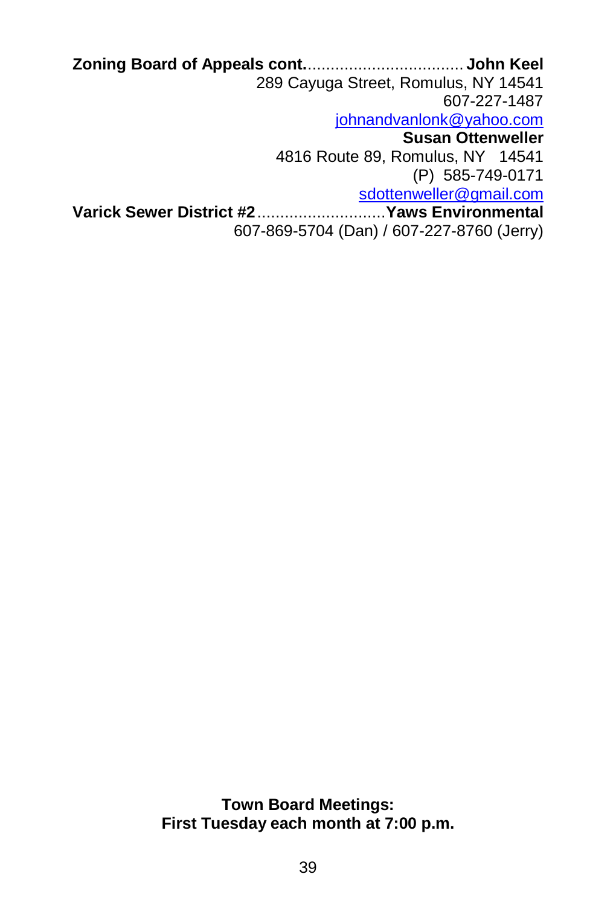**Zoning Board of Appeals cont.**.................................. **John Keel**
289 Cayuga Street, Romulus, NY 14541
607-227-1487
johnandvanlonk@yahoo.com

**Susan Ottenweller**
4816 Route 89, Romulus, NY 14541
(P) 585-749-0171
sdottenweller@gmail.com

**Varick Sewer District #2**............................**Yaws Environmental**
607-869-5704 (Dan) / 607-227-8760 (Jerry)

**Town Board Meetings:**
**First Tuesday each month at 7:00 p.m.**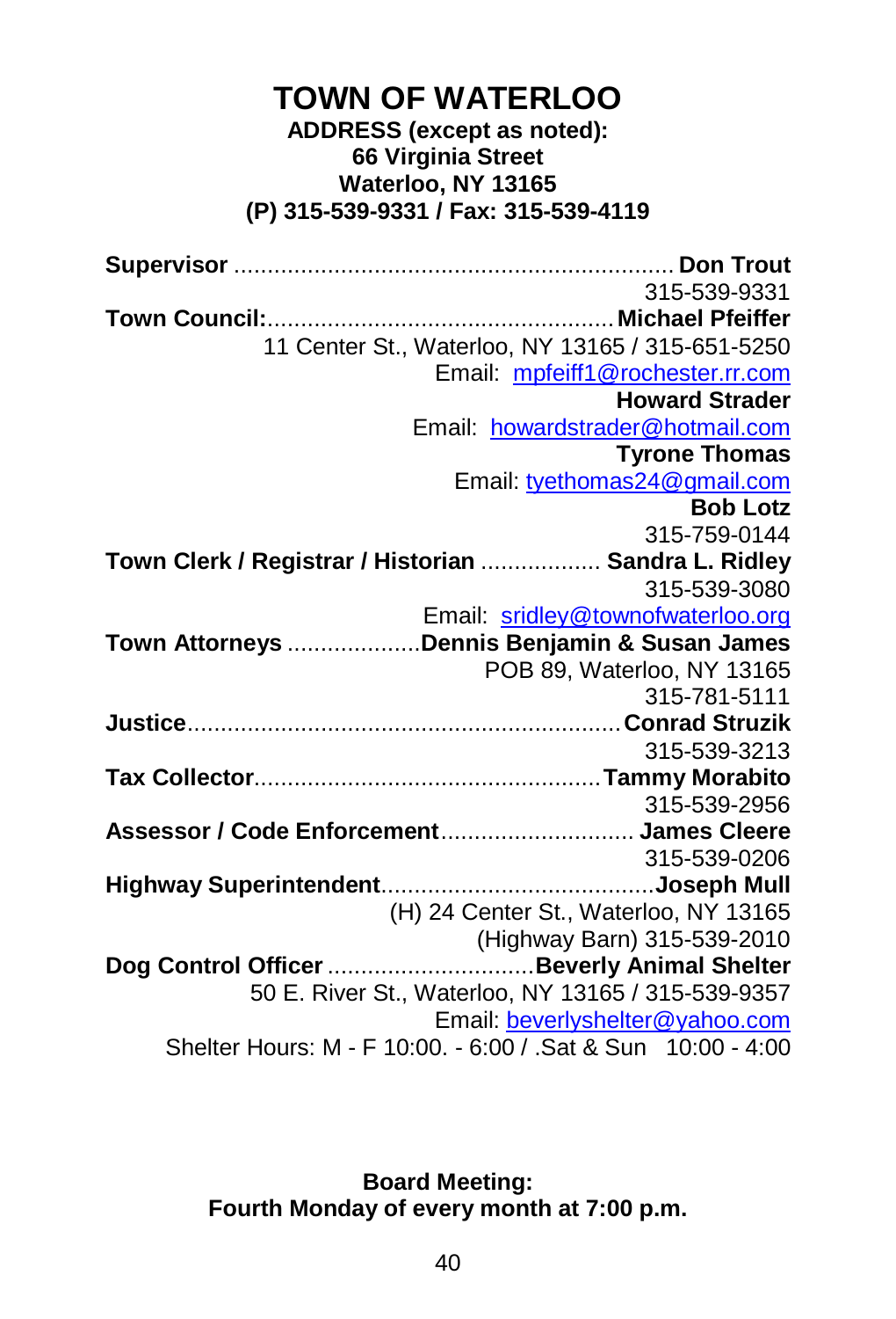# TOWN OF WATERLOO

**ADDRESS (except as noted):**
**66 Virginia Street**
**Waterloo, NY 13165**
**(P) 315-539-9331 / Fax: 315-539-4119**

**Supervisor** .................................................................. **Don Trout**
315-539-9331

**Town Council:**.................................................... **Michael Pfeiffer**
11 Center St., Waterloo, NY 13165 / 315-651-5250
Email: mpfeiff1@rochester.rr.com

**Howard Strader**
Email: howardstrader@hotmail.com

**Tyrone Thomas**
Email: tyethomas24@gmail.com

**Bob Lotz**
315-759-0144

**Town Clerk / Registrar / Historian** .................. **Sandra L. Ridley**
315-539-3080
Email: sridley@townofwaterloo.org

**Town Attorneys** ....................**Dennis Benjamin & Susan James**
POB 89, Waterloo, NY 13165
315-781-5111

**Justice**................................................................. **Conrad Struzik**
315-539-3213

**Tax Collector**.................................................... **Tammy Morabito**
315-539-2956

**Assessor / Code Enforcement**............................. **James Cleere**
315-539-0206

**Highway Superintendent**......................................... **Joseph Mull**
(H) 24 Center St., Waterloo, NY 13165
(Highway Barn) 315-539-2010

**Dog Control Officer** ............................... **Beverly Animal Shelter**
50 E. River St., Waterloo, NY 13165 / 315-539-9357
Email: beverlyshelter@yahoo.com
Shelter Hours: M - F 10:00. - 6:00 / .Sat & Sun 10:00 - 4:00

**Board Meeting:**
**Fourth Monday of every month at 7:00 p.m.**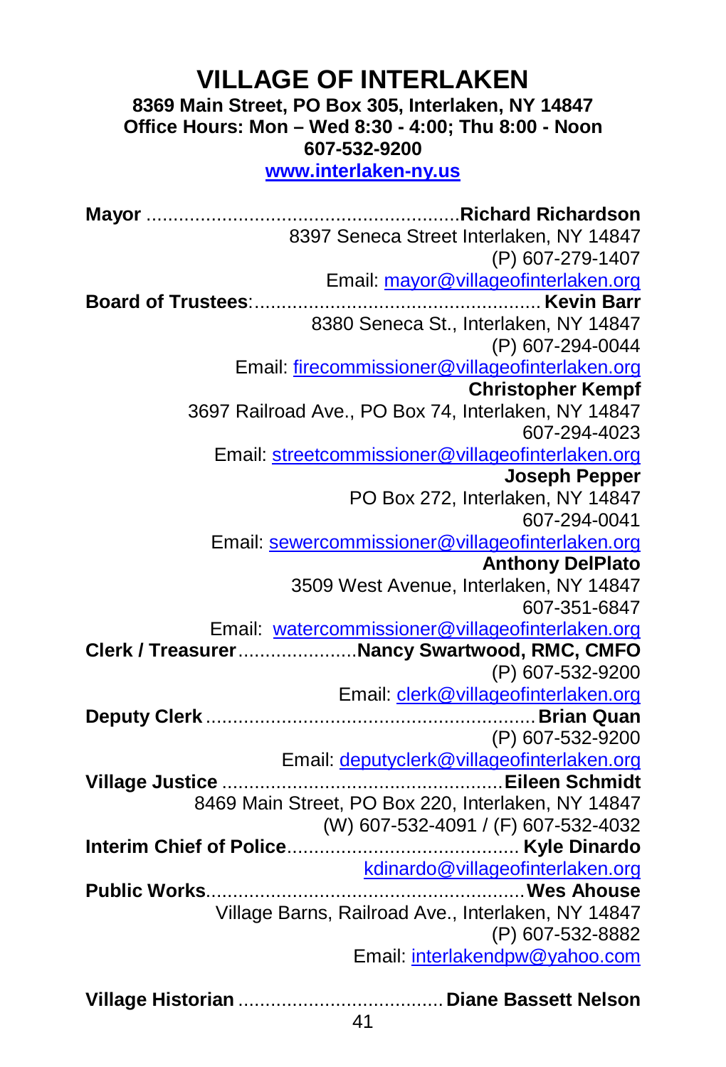# VILLAGE OF INTERLAKEN

**8369 Main Street, PO Box 305, Interlaken, NY 14847**
**Office Hours: Mon – Wed 8:30 - 4:00; Thu 8:00 - Noon**
**607-532-9200**
**www.interlaken-ny.us**

**Mayor** ........................................................ **Richard Richardson**
8397 Seneca Street Interlaken, NY 14847
(P) 607-279-1407
Email: mayor@villageofinterlaken.org

**Board of Trustees**:.................................................... **Kevin Barr**
8380 Seneca St., Interlaken, NY 14847
(P) 607-294-0044
Email: firecommissioner@villageofinterlaken.org

**Christopher Kempf**
3697 Railroad Ave., PO Box 74, Interlaken, NY 14847
607-294-4023
Email: streetcommissioner@villageofinterlaken.org

**Joseph Pepper**
PO Box 272, Interlaken, NY 14847
607-294-0041
Email: sewercommissioner@villageofinterlaken.org

**Anthony DelPlato**
3509 West Avenue, Interlaken, NY 14847
607-351-6847
Email: watercommissioner@villageofinterlaken.org

**Clerk / Treasurer**...................... **Nancy Swartwood, RMC, CMFO**
(P) 607-532-9200
Email: clerk@villageofinterlaken.org

**Deputy Clerk** ............................................................ **Brian Quan**
(P) 607-532-9200
Email: deputyclerk@villageofinterlaken.org

**Village Justice** .................................................... **Eileen Schmidt**
8469 Main Street, PO Box 220, Interlaken, NY 14847
(W) 607-532-4091 / (F) 607-532-4032

**Interim Chief of Police**.......................................... **Kyle Dinardo**
kdinardo@villageofinterlaken.org

**Public Works**.......................................................... **Wes Ahouse**
Village Barns, Railroad Ave., Interlaken, NY 14847
(P) 607-532-8882
Email: interlakendpw@yahoo.com

**Village Historian** ...................................... **Diane Bassett Nelson**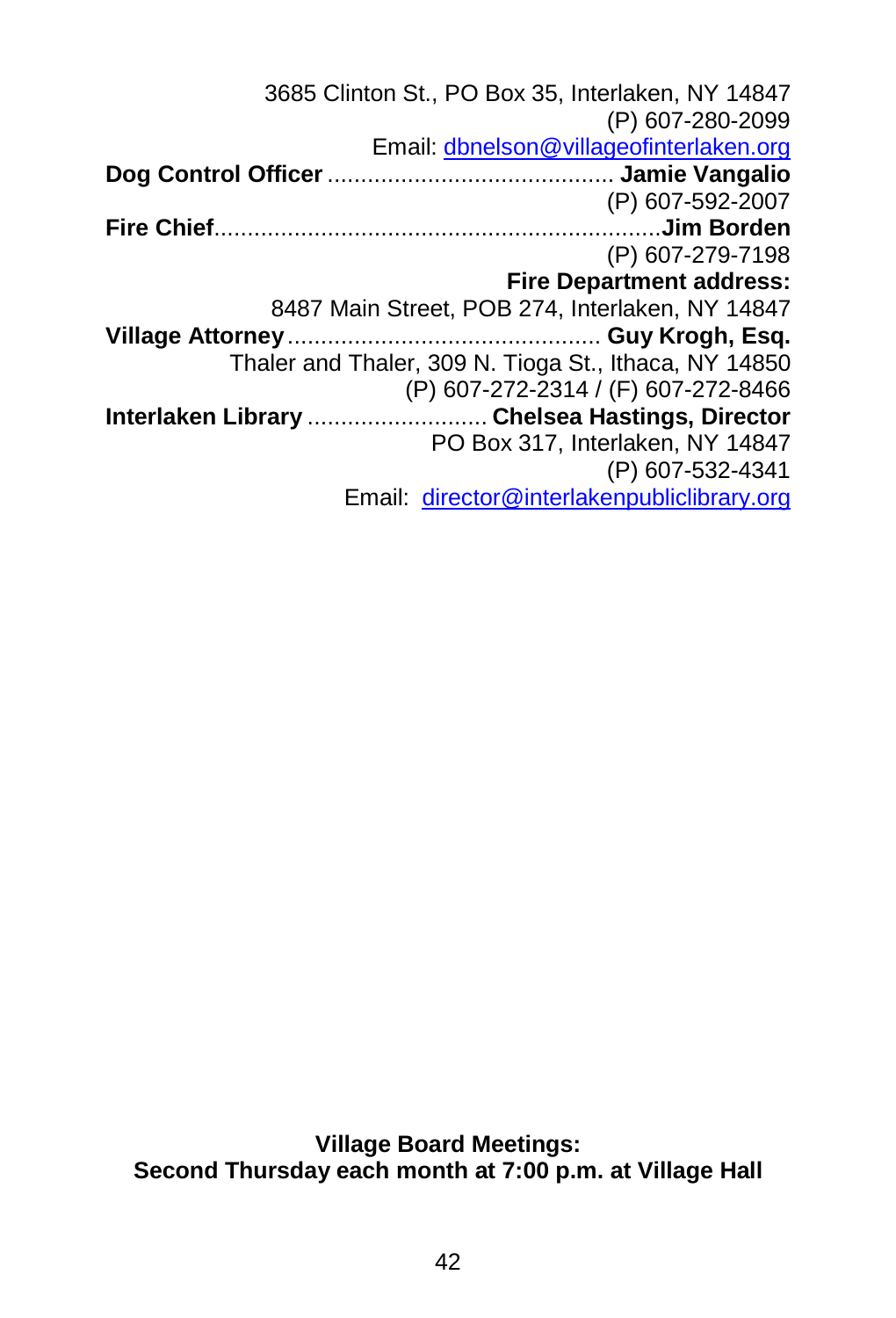3685 Clinton St., PO Box 35, Interlaken, NY 14847
(P) 607-280-2099
Email: dbnelson@villageofinterlaken.org

**Dog Control Officer** ........................................... **Jamie Vangalio**
(P) 607-592-2007

**Fire Chief**..................................................................**Jim Borden**
(P) 607-279-7198
**Fire Department address:**
8487 Main Street, POB 274, Interlaken, NY 14847

**Village Attorney**............................................... **Guy Krogh, Esq.**
Thaler and Thaler, 309 N. Tioga St., Ithaca, NY 14850
(P) 607-272-2314 / (F) 607-272-8466

**Interlaken Library** ........................... **Chelsea Hastings, Director**
PO Box 317, Interlaken, NY 14847
(P) 607-532-4341
Email: director@interlakenpubliclibrary.org

**Village Board Meetings:**
**Second Thursday each month at 7:00 p.m. at Village Hall**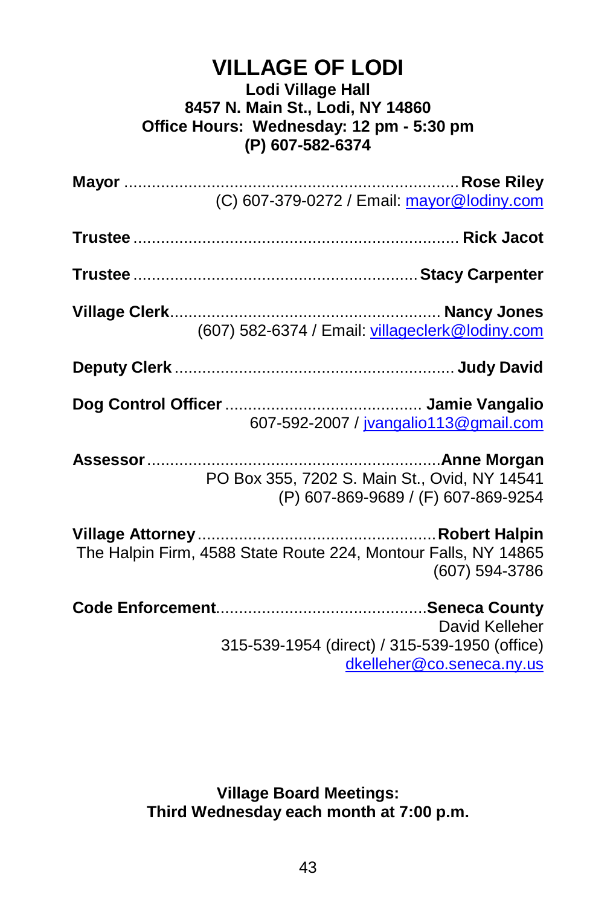# VILLAGE OF LODI

**Lodi Village Hall**
**8457 N. Main St., Lodi, NY 14860**
**Office Hours: Wednesday: 12 pm - 5:30 pm**
**(P) 607-582-6374**

**Mayor** .......... **Rose Riley**
(C) 607-379-0272 / Email: mayor@lodiny.com

**Trustee** .......... **Rick Jacot**

**Trustee** .......... **Stacy Carpenter**

**Village Clerk** .......... **Nancy Jones**
(607) 582-6374 / Email: villageclerk@lodiny.com

**Deputy Clerk** .......... **Judy David**

**Dog Control Officer** .......... **Jamie Vangalio**
607-592-2007 / jvangalio113@gmail.com

**Assessor** .......... **Anne Morgan**
PO Box 355, 7202 S. Main St., Ovid, NY 14541
(P) 607-869-9689 / (F) 607-869-9254

**Village Attorney** .......... **Robert Halpin**
The Halpin Firm, 4588 State Route 224, Montour Falls, NY 14865
(607) 594-3786

**Code Enforcement** .......... **Seneca County**
David Kelleher
315-539-1954 (direct) / 315-539-1950 (office)
dkelleher@co.seneca.ny.us

**Village Board Meetings:**
**Third Wednesday each month at 7:00 p.m.**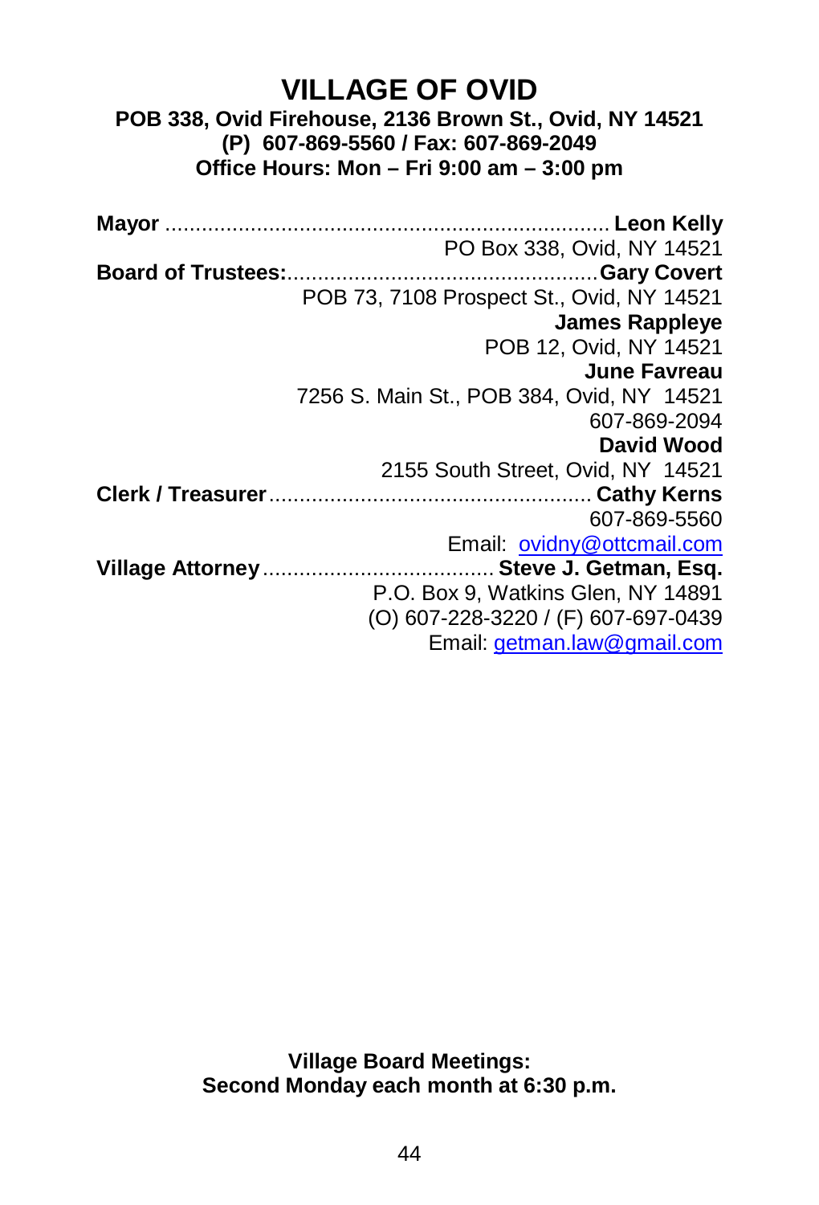# VILLAGE OF OVID

**POB 338, Ovid Firehouse, 2136 Brown St., Ovid, NY 14521**
**(P) 607-869-5560 / Fax: 607-869-2049**
**Office Hours: Mon – Fri 9:00 am – 3:00 pm**

**Mayor** .......................................................................... **Leon Kelly**
PO Box 338, Ovid, NY 14521

**Board of Trustees:**.................................................. **Gary Covert**
POB 73, 7108 Prospect St., Ovid, NY 14521

**James Rappleye**
POB 12, Ovid, NY 14521

**June Favreau**
7256 S. Main St., POB 384, Ovid, NY 14521
607-869-2094

**David Wood**
2155 South Street, Ovid, NY 14521

**Clerk / Treasurer**.................................................... **Cathy Kerns**
607-869-5560
Email: ovidny@ottcmail.com

**Village Attorney**...................................... **Steve J. Getman, Esq.**
P.O. Box 9, Watkins Glen, NY 14891
(O) 607-228-3220 / (F) 607-697-0439
Email: getman.law@gmail.com

**Village Board Meetings:**
**Second Monday each month at 6:30 p.m.**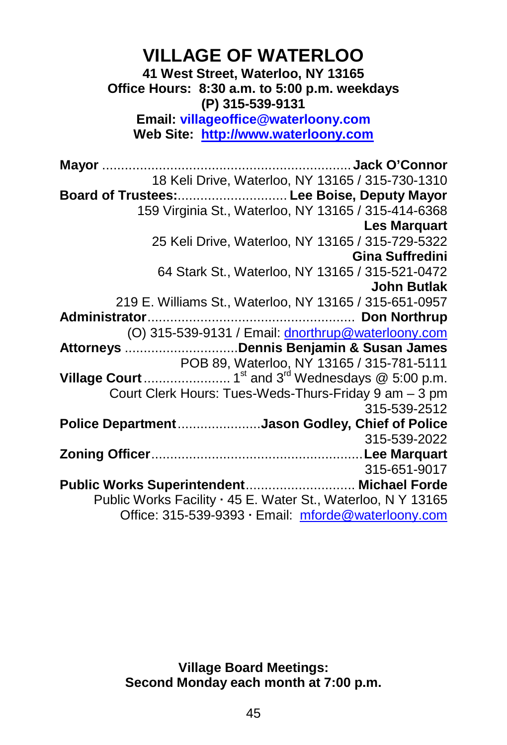# VILLAGE OF WATERLOO

**41 West Street, Waterloo, NY 13165**
**Office Hours: 8:30 a.m. to 5:00 p.m. weekdays**
**(P) 315-539-9131**
**Email: villageoffice@waterloony.com**
**Web Site: http://www.waterloony.com**

**Mayor** .................................................................. **Jack O'Connor**
18 Keli Drive, Waterloo, NY 13165 / 315-730-1310

**Board of Trustees:**............................ **Lee Boise, Deputy Mayor**
159 Virginia St., Waterloo, NY 13165 / 315-414-6368

**Les Marquart**
25 Keli Drive, Waterloo, NY 13165 / 315-729-5322

**Gina Suffredini**
64 Stark St., Waterloo, NY 13165 / 315-521-0472

**John Butlak**
219 E. Williams St., Waterloo, NY 13165 / 315-651-0957

**Administrator**....................................................... **Don Northrup**
(O) 315-539-9131 / Email: dnorthrup@waterloony.com

**Attorneys** .............................**Dennis Benjamin & Susan James**
POB 89, Waterloo, NY 13165 / 315-781-5111

**Village Court** ....................... 1st and 3rd Wednesdays @ 5:00 p.m.
Court Clerk Hours: Tues-Weds-Thurs-Friday 9 am – 3 pm
315-539-2512

**Police Department**......................**Jason Godley, Chief of Police**
315-539-2022

**Zoning Officer**.......................................................**Lee Marquart**
315-651-9017

**Public Works Superintendent**............................ **Michael Forde**
Public Works Facility · 45 E. Water St., Waterloo, N Y 13165
Office: 315-539-9393 · Email: mforde@waterloony.com

**Village Board Meetings:**
**Second Monday each month at 7:00 p.m.**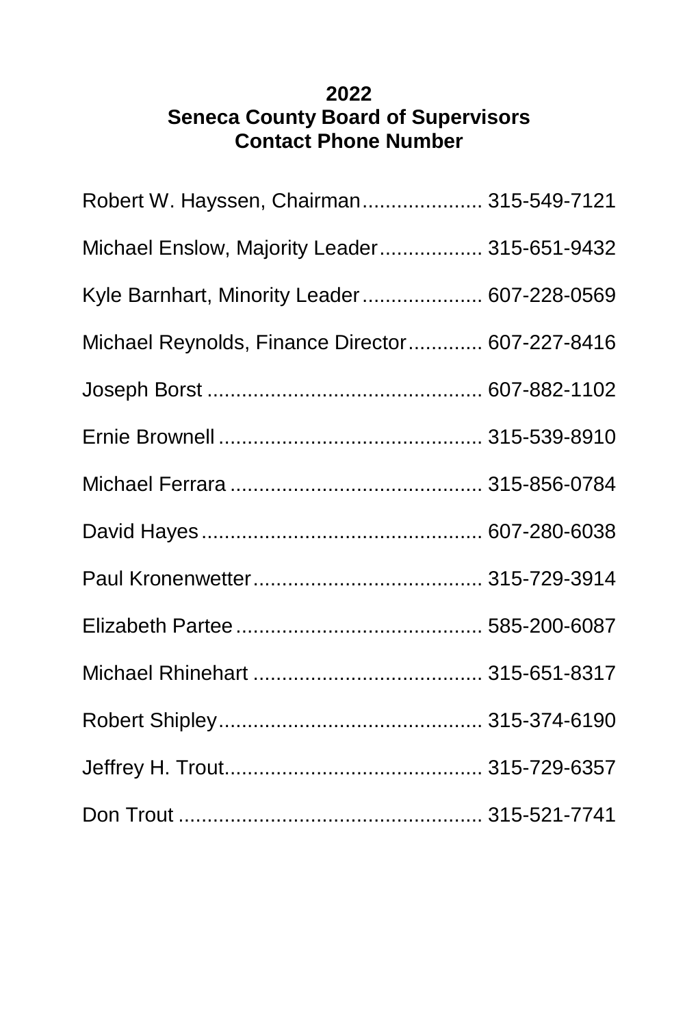# 2022
# Seneca County Board of Supervisors
# Contact Phone Number

Robert W. Hayssen, Chairman..................... 315-549-7121

Michael Enslow, Majority Leader.................. 315-651-9432

Kyle Barnhart, Minority Leader..................... 607-228-0569

Michael Reynolds, Finance Director............. 607-227-8416

Joseph Borst ................................................. 607-882-1102

Ernie Brownell ............................................... 315-539-8910

Michael Ferrara ............................................. 315-856-0784

David Hayes .................................................. 607-280-6038

Paul Kronenwetter......................................... 315-729-3914

Elizabeth Partee ............................................ 585-200-6087

Michael Rhinehart ......................................... 315-651-8317

Robert Shipley............................................... 315-374-6190

Jeffrey H. Trout.............................................. 315-729-6357

Don Trout ...................................................... 315-521-7741